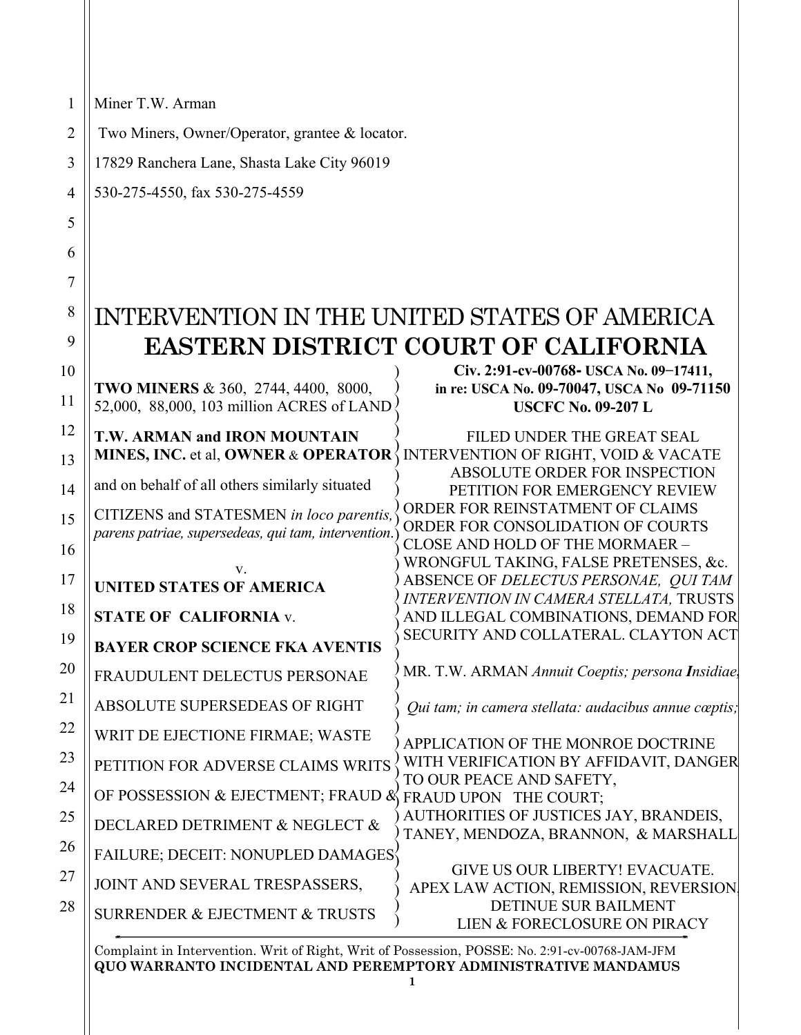Miner T.W. Arman

Two Miners, Owner/Operator, grantee & locator.

17829 Ranchera Lane, Shasta Lake City 96019

530-275-4550, fax 530-275-4559

# INTERVENTION IN THE UNITED STATES OF AMERICA
# EASTERN DISTRICT COURT OF CALIFORNIA

**TWO MINERS** & 360, 2744, 4400, 8000, 52,000, 88,000, 103 million ACRES of LAND

**T.W. ARMAN and IRON MOUNTAIN MINES, INC.** et al, **OWNER** & **OPERATOR**

and on behalf of all others similarly situated

CITIZENS and STATESMEN *in loco parentis, parens patriae, supersedeas, qui tam, intervention.*

v.

**UNITED STATES OF AMERICA**

**STATE OF CALIFORNIA** v.

**BAYER CROP SCIENCE FKA AVENTIS**

FRAUDULENT DELECTUS PERSONAE

ABSOLUTE SUPERSEDEAS OF RIGHT

WRIT DE EJECTIONE FIRMAE; WASTE

PETITION FOR ADVERSE CLAIMS WRITS OF POSSESSION & EJECTMENT; FRAUD & DECLARED DETRIMENT & NEGLECT & FAILURE; DECEIT: NONUPLED DAMAGES JOINT AND SEVERAL TRESPASSERS, SURRENDER & EJECTMENT & TRUSTS

**Civ. 2:91-cv-00768- USCA No. 09−17411, in re: USCA No. 09-70047, USCA No 09-71150 USCFC No. 09-207 L**

FILED UNDER THE GREAT SEAL
INTERVENTION OF RIGHT, VOID & VACATE
ABSOLUTE ORDER FOR INSPECTION
PETITION FOR EMERGENCY REVIEW
ORDER FOR REINSTATMENT OF CLAIMS
ORDER FOR CONSOLIDATION OF COURTS
CLOSE AND HOLD OF THE MORMAER – WRONGFUL TAKING, FALSE PRETENSES, &c.
ABSENCE OF *DELECTUS PERSONAE, QUI TAM INTERVENTION IN CAMERA STELLATA,* TRUSTS AND ILLEGAL COMBINATIONS, DEMAND FOR SECURITY AND COLLATERAL. CLAYTON ACT

MR. T.W. ARMAN *Annuit Coeptis; persona* ***I****nsidiae,*

*Qui tam; in camera stellata: audacibus annue cœptis;*

APPLICATION OF THE MONROE DOCTRINE WITH VERIFICATION BY AFFIDAVIT, DANGER TO OUR PEACE AND SAFETY,
FRAUD UPON THE COURT;
AUTHORITIES OF JUSTICES JAY, BRANDEIS, TANEY, MENDOZA, BRANNON, & MARSHALL

GIVE US OUR LIBERTY! EVACUATE.
APEX LAW ACTION, REMISSION, REVERSION.
DETINUE SUR BAILMENT
LIEN & FORECLOSURE ON PIRACY

Complaint in Intervention. Writ of Right, Writ of Possession, POSSE: No. 2:91-cv-00768-JAM-JFM
**QUO WARRANTO INCIDENTAL AND PEREMPTORY ADMINISTRATIVE MANDAMUS**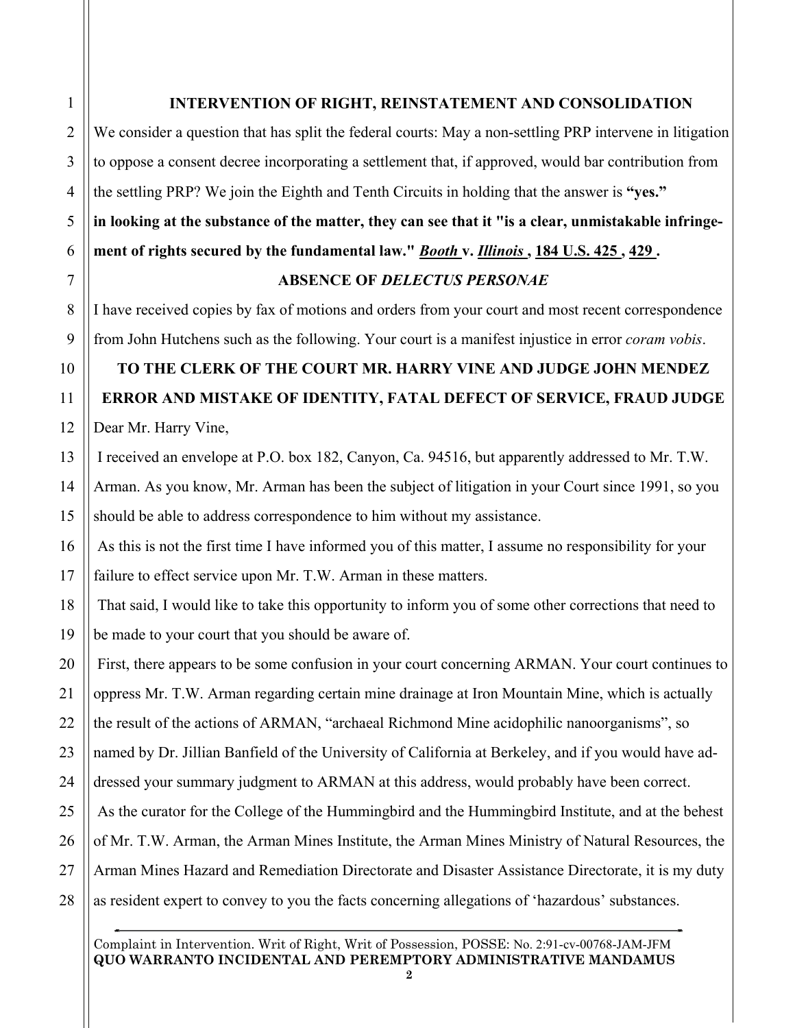## INTERVENTION OF RIGHT, REINSTATEMENT AND CONSOLIDATION

We consider a question that has split the federal courts: May a non-settling PRP intervene in litigation to oppose a consent decree incorporating a settlement that, if approved, would bar contribution from the settling PRP? We join the Eighth and Tenth Circuits in holding that the answer is **"yes."** **in looking at the substance of the matter, they can see that it "is a clear, unmistakable infringement of rights secured by the fundamental law." *Booth* v. *Illinois* , 184 U.S. 425 , 429 .**

## ABSENCE OF *DELECTUS PERSONAE*

I have received copies by fax of motions and orders from your court and most recent correspondence from John Hutchens such as the following. Your court is a manifest injustice in error *coram vobis*.

## TO THE CLERK OF THE COURT MR. HARRY VINE AND JUDGE JOHN MENDEZ ERROR AND MISTAKE OF IDENTITY, FATAL DEFECT OF SERVICE, FRAUD JUDGE

Dear Mr. Harry Vine,

I received an envelope at P.O. box 182, Canyon, Ca. 94516, but apparently addressed to Mr. T.W. Arman. As you know, Mr. Arman has been the subject of litigation in your Court since 1991, so you should be able to address correspondence to him without my assistance.

As this is not the first time I have informed you of this matter, I assume no responsibility for your failure to effect service upon Mr. T.W. Arman in these matters.

That said, I would like to take this opportunity to inform you of some other corrections that need to be made to your court that you should be aware of.

First, there appears to be some confusion in your court concerning ARMAN. Your court continues to oppress Mr. T.W. Arman regarding certain mine drainage at Iron Mountain Mine, which is actually the result of the actions of ARMAN, "archaeal Richmond Mine acidophilic nanoorganisms", so named by Dr. Jillian Banfield of the University of California at Berkeley, and if you would have addressed your summary judgment to ARMAN at this address, would probably have been correct.

As the curator for the College of the Hummingbird and the Hummingbird Institute, and at the behest of Mr. T.W. Arman, the Arman Mines Institute, the Arman Mines Ministry of Natural Resources, the Arman Mines Hazard and Remediation Directorate and Disaster Assistance Directorate, it is my duty as resident expert to convey to you the facts concerning allegations of 'hazardous' substances.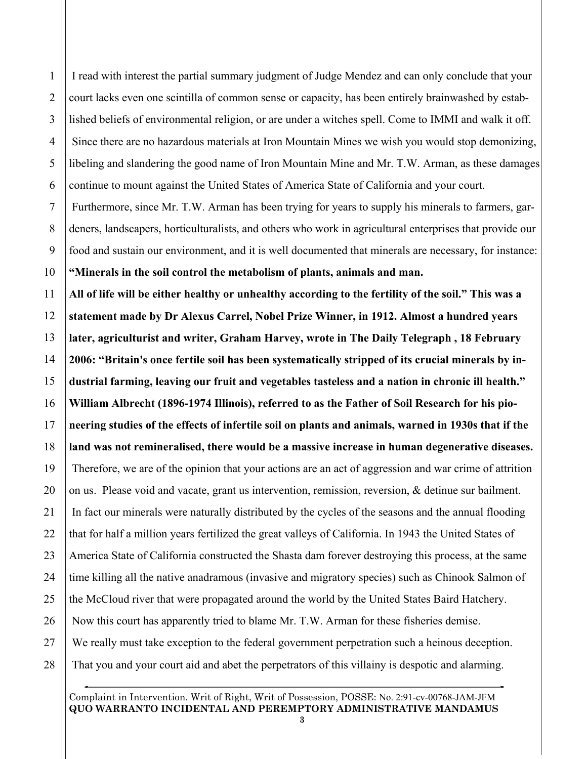I read with interest the partial summary judgment of Judge Mendez and can only conclude that your court lacks even one scintilla of common sense or capacity, has been entirely brainwashed by established beliefs of environmental religion, or are under a witches spell. Come to IMMI and walk it off.

Since there are no hazardous materials at Iron Mountain Mines we wish you would stop demonizing, libeling and slandering the good name of Iron Mountain Mine and Mr. T.W. Arman, as these damages continue to mount against the United States of America State of California and your court.

Furthermore, since Mr. T.W. Arman has been trying for years to supply his minerals to farmers, gardeners, landscapers, horticulturalists, and others who work in agricultural enterprises that provide our food and sustain our environment, and it is well documented that minerals are necessary, for instance:

**"Minerals in the soil control the metabolism of plants, animals and man.**

**All of life will be either healthy or unhealthy according to the fertility of the soil." This was a statement made by Dr Alexus Carrel, Nobel Prize Winner, in 1912. Almost a hundred years later, agriculturist and writer, Graham Harvey, wrote in The Daily Telegraph , 18 February 2006: "Britain's once fertile soil has been systematically stripped of its crucial minerals by industrial farming, leaving our fruit and vegetables tasteless and a nation in chronic ill health." William Albrecht (1896-1974 Illinois), referred to as the Father of Soil Research for his pioneering studies of the effects of infertile soil on plants and animals, warned in 1930s that if the land was not remineralised, there would be a massive increase in human degenerative diseases.**

Therefore, we are of the opinion that your actions are an act of aggression and war crime of attrition on us. Please void and vacate, grant us intervention, remission, reversion, & detinue sur bailment.

In fact our minerals were naturally distributed by the cycles of the seasons and the annual flooding that for half a million years fertilized the great valleys of California. In 1943 the United States of America State of California constructed the Shasta dam forever destroying this process, at the same time killing all the native anadramous (invasive and migratory species) such as Chinook Salmon of the McCloud river that were propagated around the world by the United States Baird Hatchery.

Now this court has apparently tried to blame Mr. T.W. Arman for these fisheries demise.

We really must take exception to the federal government perpetration such a heinous deception.

That you and your court aid and abet the perpetrators of this villainy is despotic and alarming.

Complaint in Intervention. Writ of Right, Writ of Possession, POSSE: No. 2:91-cv-00768-JAM-JFM
**QUO WARRANTO INCIDENTAL AND PEREMPTORY ADMINISTRATIVE MANDAMUS**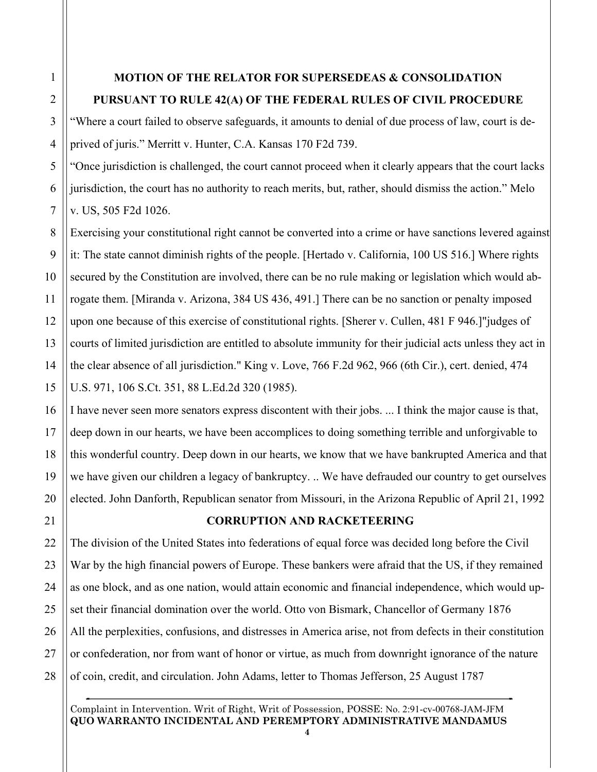## MOTION OF THE RELATOR FOR SUPERSEDEAS & CONSOLIDATION PURSUANT TO RULE 42(A) OF THE FEDERAL RULES OF CIVIL PROCEDURE

“Where a court failed to observe safeguards, it amounts to denial of due process of law, court is deprived of juris.” Merritt v. Hunter, C.A. Kansas 170 F2d 739.

“Once jurisdiction is challenged, the court cannot proceed when it clearly appears that the court lacks jurisdiction, the court has no authority to reach merits, but, rather, should dismiss the action.” Melo v. US, 505 F2d 1026.

Exercising your constitutional right cannot be converted into a crime or have sanctions levered against it: The state cannot diminish rights of the people. [Hertado v. California, 100 US 516.] Where rights secured by the Constitution are involved, there can be no rule making or legislation which would abrogate them. [Miranda v. Arizona, 384 US 436, 491.] There can be no sanction or penalty imposed upon one because of this exercise of constitutional rights. [Sherer v. Cullen, 481 F 946.]"judges of courts of limited jurisdiction are entitled to absolute immunity for their judicial acts unless they act in the clear absence of all jurisdiction." King v. Love, 766 F.2d 962, 966 (6th Cir.), cert. denied, 474 U.S. 971, 106 S.Ct. 351, 88 L.Ed.2d 320 (1985).

I have never seen more senators express discontent with their jobs. ... I think the major cause is that, deep down in our hearts, we have been accomplices to doing something terrible and unforgivable to this wonderful country. Deep down in our hearts, we know that we have bankrupted America and that we have given our children a legacy of bankruptcy. .. We have defrauded our country to get ourselves elected. John Danforth, Republican senator from Missouri, in the Arizona Republic of April 21, 1992

## CORRUPTION AND RACKETEERING

The division of the United States into federations of equal force was decided long before the Civil War by the high financial powers of Europe. These bankers were afraid that the US, if they remained as one block, and as one nation, would attain economic and financial independence, which would upset their financial domination over the world. Otto von Bismark, Chancellor of Germany 1876

All the perplexities, confusions, and distresses in America arise, not from defects in their constitution or confederation, nor from want of honor or virtue, as much from downright ignorance of the nature of coin, credit, and circulation. John Adams, letter to Thomas Jefferson, 25 August 1787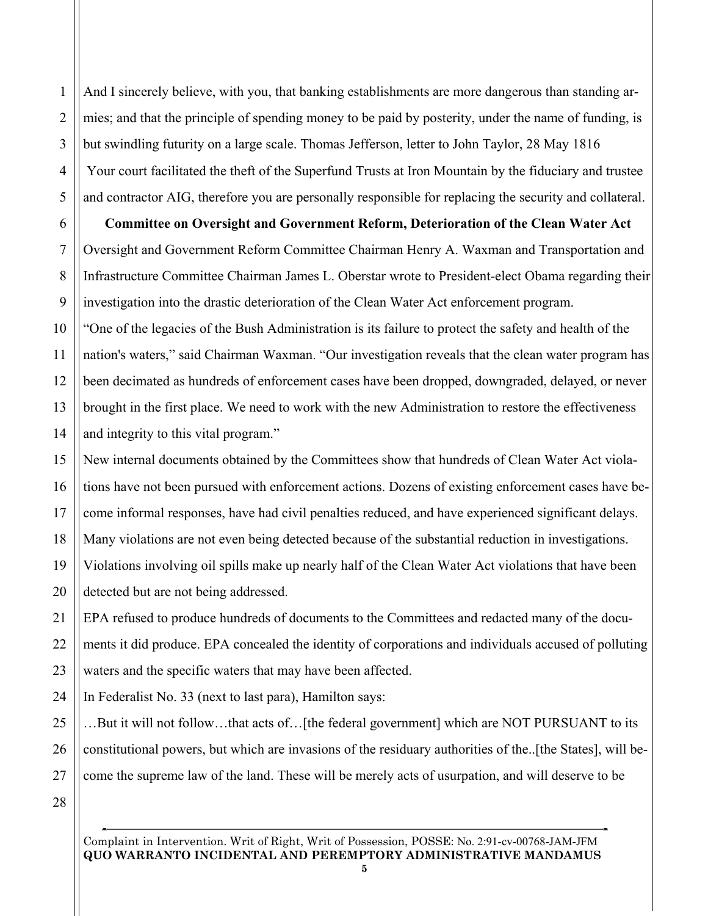And I sincerely believe, with you, that banking establishments are more dangerous than standing armies; and that the principle of spending money to be paid by posterity, under the name of funding, is but swindling futurity on a large scale. Thomas Jefferson, letter to John Taylor, 28 May 1816

Your court facilitated the theft of the Superfund Trusts at Iron Mountain by the fiduciary and trustee and contractor AIG, therefore you are personally responsible for replacing the security and collateral.

**Committee on Oversight and Government Reform, Deterioration of the Clean Water Act**

Oversight and Government Reform Committee Chairman Henry A. Waxman and Transportation and Infrastructure Committee Chairman James L. Oberstar wrote to President-elect Obama regarding their investigation into the drastic deterioration of the Clean Water Act enforcement program.

"One of the legacies of the Bush Administration is its failure to protect the safety and health of the nation's waters," said Chairman Waxman. "Our investigation reveals that the clean water program has been decimated as hundreds of enforcement cases have been dropped, downgraded, delayed, or never brought in the first place. We need to work with the new Administration to restore the effectiveness and integrity to this vital program."

New internal documents obtained by the Committees show that hundreds of Clean Water Act violations have not been pursued with enforcement actions. Dozens of existing enforcement cases have become informal responses, have had civil penalties reduced, and have experienced significant delays. Many violations are not even being detected because of the substantial reduction in investigations. Violations involving oil spills make up nearly half of the Clean Water Act violations that have been detected but are not being addressed.

EPA refused to produce hundreds of documents to the Committees and redacted many of the documents it did produce. EPA concealed the identity of corporations and individuals accused of polluting waters and the specific waters that may have been affected.

In Federalist No. 33 (next to last para), Hamilton says:

…But it will not follow…that acts of…[the federal government] which are NOT PURSUANT to its constitutional powers, but which are invasions of the residuary authorities of the..[the States], will become the supreme law of the land. These will be merely acts of usurpation, and will deserve to be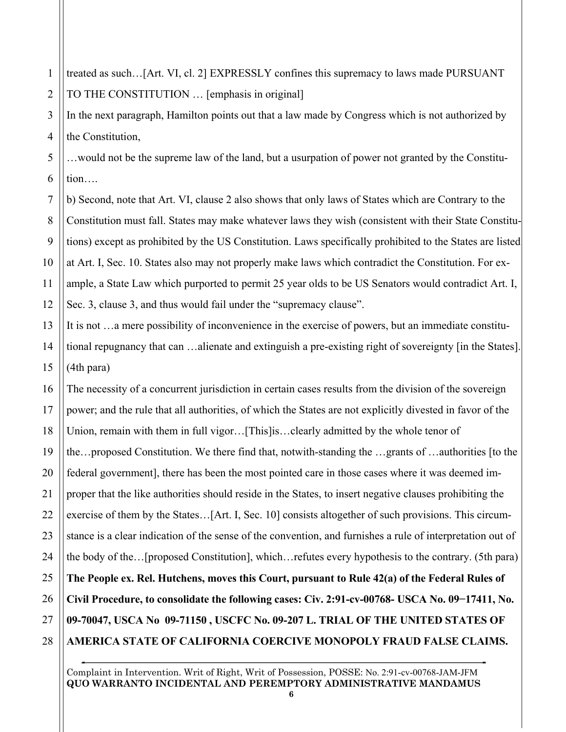treated as such…[Art. VI, cl. 2] EXPRESSLY confines this supremacy to laws made PURSUANT TO THE CONSTITUTION … [emphasis in original]

In the next paragraph, Hamilton points out that a law made by Congress which is not authorized by the Constitution,

…would not be the supreme law of the land, but a usurpation of power not granted by the Constitution….

b) Second, note that Art. VI, clause 2 also shows that only laws of States which are Contrary to the Constitution must fall. States may make whatever laws they wish (consistent with their State Constitutions) except as prohibited by the US Constitution. Laws specifically prohibited to the States are listed at Art. I, Sec. 10. States also may not properly make laws which contradict the Constitution. For example, a State Law which purported to permit 25 year olds to be US Senators would contradict Art. I, Sec. 3, clause 3, and thus would fail under the "supremacy clause".

It is not …a mere possibility of inconvenience in the exercise of powers, but an immediate constitutional repugnancy that can …alienate and extinguish a pre-existing right of sovereignty [in the States]. (4th para)

The necessity of a concurrent jurisdiction in certain cases results from the division of the sovereign power; and the rule that all authorities, of which the States are not explicitly divested in favor of the Union, remain with them in full vigor…[This]is…clearly admitted by the whole tenor of the…proposed Constitution. We there find that, notwith-standing the …grants of …authorities [to the federal government], there has been the most pointed care in those cases where it was deemed improper that the like authorities should reside in the States, to insert negative clauses prohibiting the exercise of them by the States…[Art. I, Sec. 10] consists altogether of such provisions. This circumstance is a clear indication of the sense of the convention, and furnishes a rule of interpretation out of the body of the…[proposed Constitution], which…refutes every hypothesis to the contrary. (5th para)

**The People ex. Rel. Hutchens, moves this Court, pursuant to Rule 42(a) of the Federal Rules of Civil Procedure, to consolidate the following cases: Civ. 2:91-cv-00768- USCA No. 09−17411, No. 09-70047, USCA No 09-71150 , USCFC No. 09-207 L. TRIAL OF THE UNITED STATES OF AMERICA STATE OF CALIFORNIA COERCIVE MONOPOLY FRAUD FALSE CLAIMS.**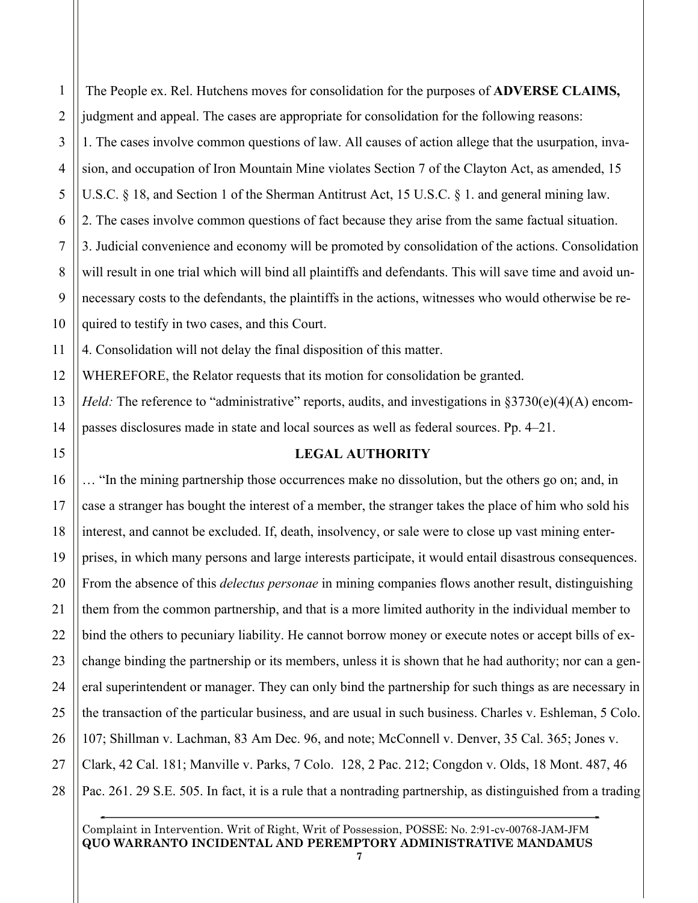The People ex. Rel. Hutchens moves for consolidation for the purposes of **ADVERSE CLAIMS,** judgment and appeal. The cases are appropriate for consolidation for the following reasons:

1. The cases involve common questions of law. All causes of action allege that the usurpation, invasion, and occupation of Iron Mountain Mine violates Section 7 of the Clayton Act, as amended, 15 U.S.C. § 18, and Section 1 of the Sherman Antitrust Act, 15 U.S.C. § 1. and general mining law.
2. The cases involve common questions of fact because they arise from the same factual situation.
3. Judicial convenience and economy will be promoted by consolidation of the actions. Consolidation will result in one trial which will bind all plaintiffs and defendants. This will save time and avoid unnecessary costs to the defendants, the plaintiffs in the actions, witnesses who would otherwise be required to testify in two cases, and this Court.
4. Consolidation will not delay the final disposition of this matter.

WHEREFORE, the Relator requests that its motion for consolidation be granted.

*Held:* The reference to "administrative" reports, audits, and investigations in §3730(e)(4)(A) encompasses disclosures made in state and local sources as well as federal sources. Pp. 4–21.

**LEGAL AUTHORITY**

… "In the mining partnership those occurrences make no dissolution, but the others go on; and, in case a stranger has bought the interest of a member, the stranger takes the place of him who sold his interest, and cannot be excluded. If, death, insolvency, or sale were to close up vast mining enterprises, in which many persons and large interests participate, it would entail disastrous consequences. From the absence of this *delectus personae* in mining companies flows another result, distinguishing them from the common partnership, and that is a more limited authority in the individual member to bind the others to pecuniary liability. He cannot borrow money or execute notes or accept bills of exchange binding the partnership or its members, unless it is shown that he had authority; nor can a general superintendent or manager. They can only bind the partnership for such things as are necessary in the transaction of the particular business, and are usual in such business. Charles v. Eshleman, 5 Colo. 107; Shillman v. Lachman, 83 Am Dec. 96, and note; McConnell v. Denver, 35 Cal. 365; Jones v. Clark, 42 Cal. 181; Manville v. Parks, 7 Colo. 128, 2 Pac. 212; Congdon v. Olds, 18 Mont. 487, 46 Pac. 261. 29 S.E. 505. In fact, it is a rule that a nontrading partnership, as distinguished from a trading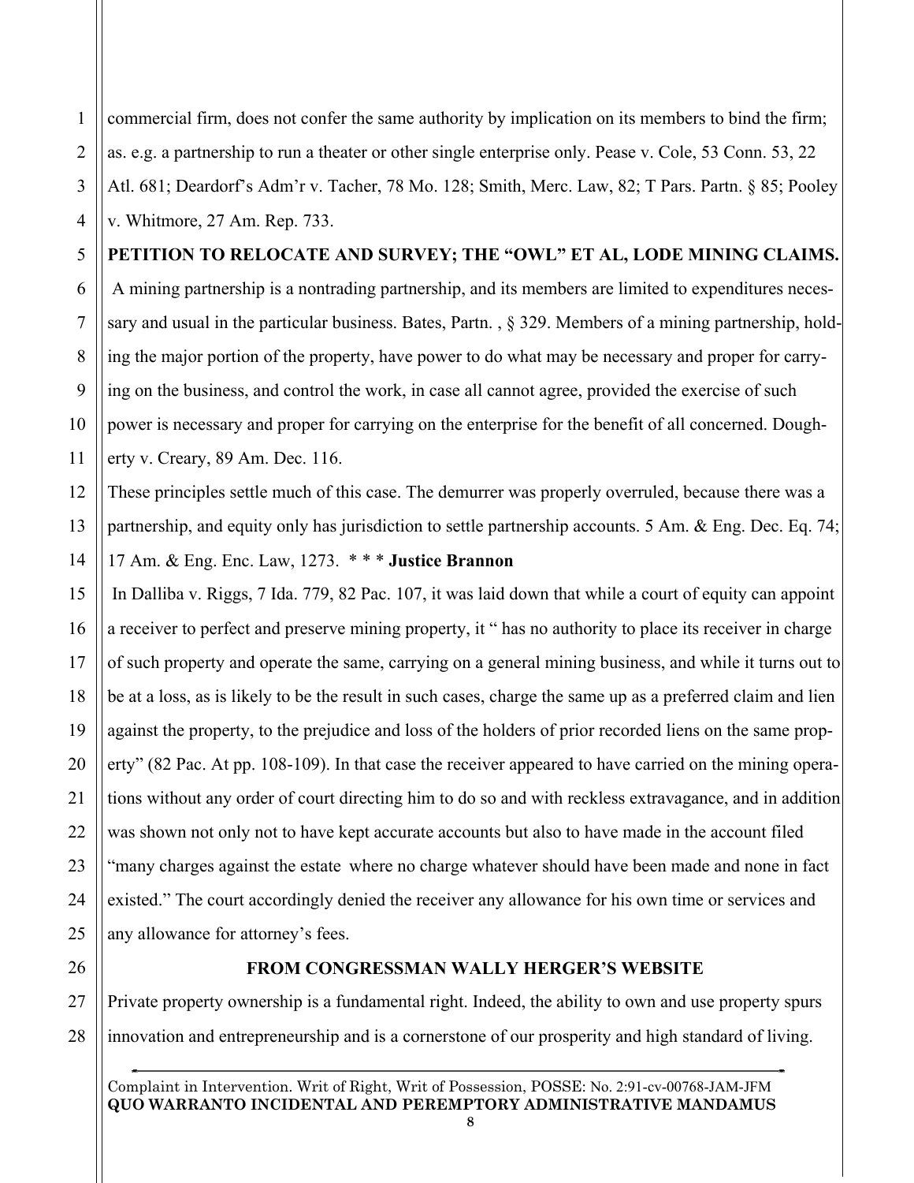commercial firm, does not confer the same authority by implication on its members to bind the firm; as. e.g. a partnership to run a theater or other single enterprise only. Pease v. Cole, 53 Conn. 53, 22 Atl. 681; Deardorf's Adm'r v. Tacher, 78 Mo. 128; Smith, Merc. Law, 82; T Pars. Partn. § 85; Pooley v. Whitmore, 27 Am. Rep. 733.

**PETITION TO RELOCATE AND SURVEY; THE "OWL" ET AL, LODE MINING CLAIMS.**

A mining partnership is a nontrading partnership, and its members are limited to expenditures necessary and usual in the particular business. Bates, Partn. , § 329. Members of a mining partnership, holding the major portion of the property, have power to do what may be necessary and proper for carrying on the business, and control the work, in case all cannot agree, provided the exercise of such power is necessary and proper for carrying on the enterprise for the benefit of all concerned. Dougherty v. Creary, 89 Am. Dec. 116.

These principles settle much of this case. The demurrer was properly overruled, because there was a partnership, and equity only has jurisdiction to settle partnership accounts. 5 Am. & Eng. Dec. Eq. 74; 17 Am. & Eng. Enc. Law, 1273. * * * **Justice Brannon**

In Dalliba v. Riggs, 7 Ida. 779, 82 Pac. 107, it was laid down that while a court of equity can appoint a receiver to perfect and preserve mining property, it " has no authority to place its receiver in charge of such property and operate the same, carrying on a general mining business, and while it turns out to be at a loss, as is likely to be the result in such cases, charge the same up as a preferred claim and lien against the property, to the prejudice and loss of the holders of prior recorded liens on the same property" (82 Pac. At pp. 108-109). In that case the receiver appeared to have carried on the mining operations without any order of court directing him to do so and with reckless extravagance, and in addition was shown not only not to have kept accurate accounts but also to have made in the account filed "many charges against the estate where no charge whatever should have been made and none in fact existed." The court accordingly denied the receiver any allowance for his own time or services and any allowance for attorney's fees.

**FROM CONGRESSMAN WALLY HERGER'S WEBSITE**

Private property ownership is a fundamental right. Indeed, the ability to own and use property spurs innovation and entrepreneurship and is a cornerstone of our prosperity and high standard of living.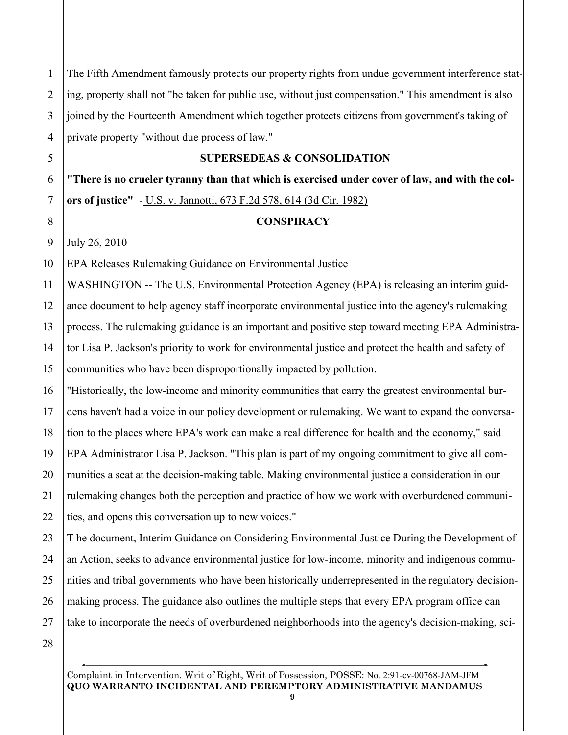The Fifth Amendment famously protects our property rights from undue government interference stating, property shall not "be taken for public use, without just compensation." This amendment is also joined by the Fourteenth Amendment which together protects citizens from government's taking of private property "without due process of law."

## SUPERSEDEAS & CONSOLIDATION

**"There is no crueler tyranny than that which is exercised under cover of law, and with the colors of justice"** - U.S. v. Jannotti, 673 F.2d 578, 614 (3d Cir. 1982)

## CONSPIRACY

July 26, 2010

EPA Releases Rulemaking Guidance on Environmental Justice

WASHINGTON -- The U.S. Environmental Protection Agency (EPA) is releasing an interim guidance document to help agency staff incorporate environmental justice into the agency's rulemaking process. The rulemaking guidance is an important and positive step toward meeting EPA Administrator Lisa P. Jackson's priority to work for environmental justice and protect the health and safety of communities who have been disproportionally impacted by pollution.

"Historically, the low-income and minority communities that carry the greatest environmental burdens haven't had a voice in our policy development or rulemaking. We want to expand the conversation to the places where EPA's work can make a real difference for health and the economy," said EPA Administrator Lisa P. Jackson. "This plan is part of my ongoing commitment to give all communities a seat at the decision-making table. Making environmental justice a consideration in our rulemaking changes both the perception and practice of how we work with overburdened communities, and opens this conversation up to new voices."

T he document, Interim Guidance on Considering Environmental Justice During the Development of an Action, seeks to advance environmental justice for low-income, minority and indigenous communities and tribal governments who have been historically underrepresented in the regulatory decision-making process. The guidance also outlines the multiple steps that every EPA program office can take to incorporate the needs of overburdened neighborhoods into the agency's decision-making, sci-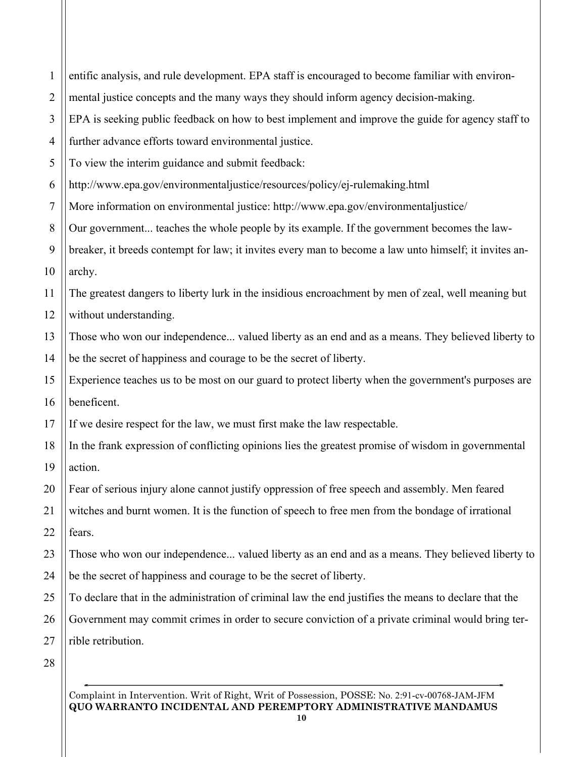entific analysis, and rule development. EPA staff is encouraged to become familiar with environmental justice concepts and the many ways they should inform agency decision-making.

EPA is seeking public feedback on how to best implement and improve the guide for agency staff to further advance efforts toward environmental justice.

To view the interim guidance and submit feedback:

http://www.epa.gov/environmentaljustice/resources/policy/ej-rulemaking.html

More information on environmental justice: http://www.epa.gov/environmentaljustice/

Our government... teaches the whole people by its example. If the government becomes the lawbreaker, it breeds contempt for law; it invites every man to become a law unto himself; it invites anarchy.

The greatest dangers to liberty lurk in the insidious encroachment by men of zeal, well meaning but without understanding.

Those who won our independence... valued liberty as an end and as a means. They believed liberty to be the secret of happiness and courage to be the secret of liberty.

Experience teaches us to be most on our guard to protect liberty when the government's purposes are beneficent.

If we desire respect for the law, we must first make the law respectable.

In the frank expression of conflicting opinions lies the greatest promise of wisdom in governmental action.

Fear of serious injury alone cannot justify oppression of free speech and assembly. Men feared witches and burnt women. It is the function of speech to free men from the bondage of irrational fears.

Those who won our independence... valued liberty as an end and as a means. They believed liberty to be the secret of happiness and courage to be the secret of liberty.

To declare that in the administration of criminal law the end justifies the means to declare that the Government may commit crimes in order to secure conviction of a private criminal would bring terrible retribution.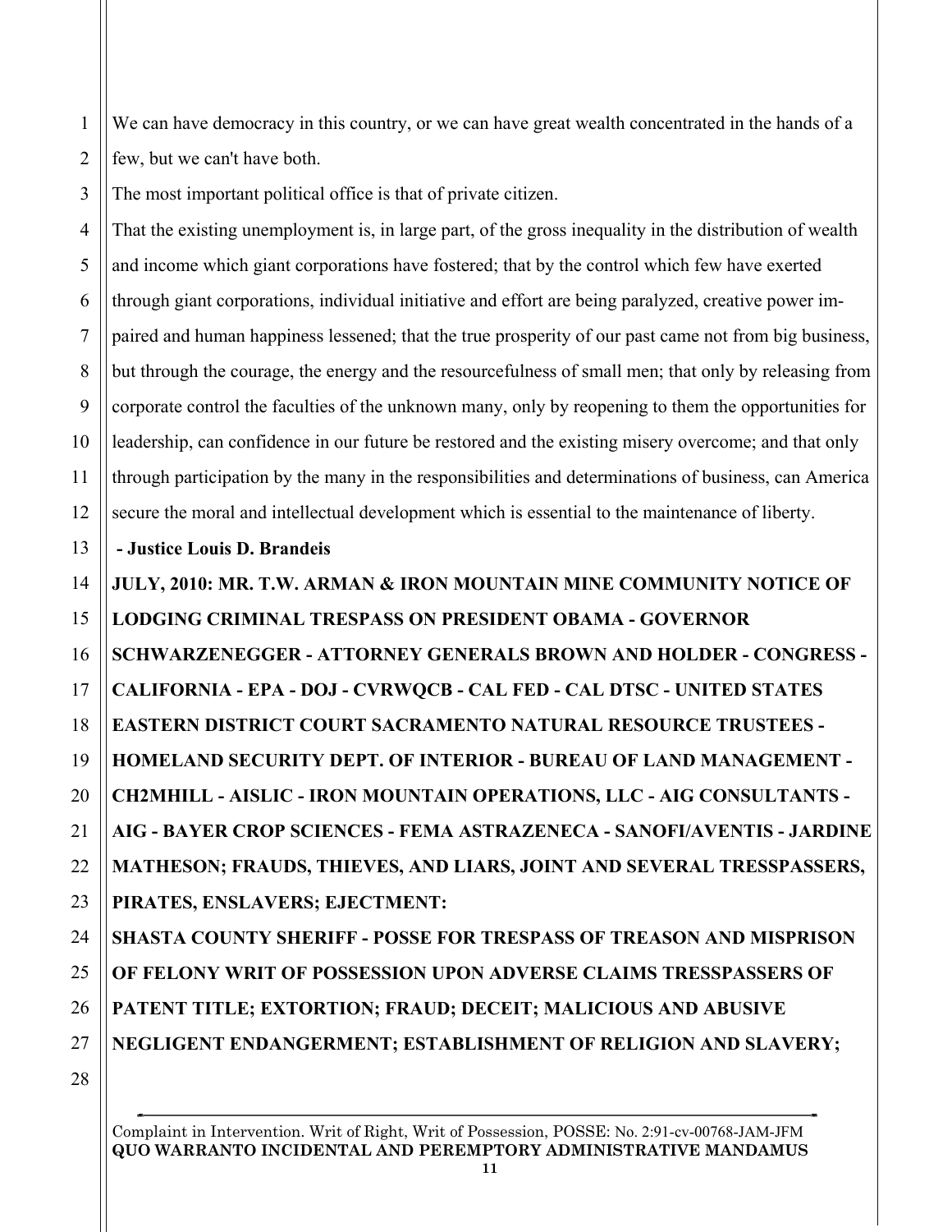We can have democracy in this country, or we can have great wealth concentrated in the hands of a few, but we can't have both.

The most important political office is that of private citizen.

That the existing unemployment is, in large part, of the gross inequality in the distribution of wealth and income which giant corporations have fostered; that by the control which few have exerted through giant corporations, individual initiative and effort are being paralyzed, creative power impaired and human happiness lessened; that the true prosperity of our past came not from big business, but through the courage, the energy and the resourcefulness of small men; that only by releasing from corporate control the faculties of the unknown many, only by reopening to them the opportunities for leadership, can confidence in our future be restored and the existing misery overcome; and that only through participation by the many in the responsibilities and determinations of business, can America secure the moral and intellectual development which is essential to the maintenance of liberty.

**- Justice Louis D. Brandeis**

**JULY, 2010: MR. T.W. ARMAN & IRON MOUNTAIN MINE COMMUNITY NOTICE OF LODGING CRIMINAL TRESPASS ON PRESIDENT OBAMA - GOVERNOR SCHWARZENEGGER - ATTORNEY GENERALS BROWN AND HOLDER - CONGRESS - CALIFORNIA - EPA - DOJ - CVRWQCB - CAL FED - CAL DTSC - UNITED STATES EASTERN DISTRICT COURT SACRAMENTO NATURAL RESOURCE TRUSTEES - HOMELAND SECURITY DEPT. OF INTERIOR - BUREAU OF LAND MANAGEMENT - CH2MHILL - AISLIC - IRON MOUNTAIN OPERATIONS, LLC - AIG CONSULTANTS - AIG - BAYER CROP SCIENCES - FEMA ASTRAZENECA - SANOFI/AVENTIS - JARDINE MATHESON; FRAUDS, THIEVES, AND LIARS, JOINT AND SEVERAL TRESSPASSERS, PIRATES, ENSLAVERS; EJECTMENT:**

**SHASTA COUNTY SHERIFF - POSSE FOR TRESPASS OF TREASON AND MISPRISON OF FELONY WRIT OF POSSESSION UPON ADVERSE CLAIMS TRESSPASSERS OF PATENT TITLE; EXTORTION; FRAUD; DECEIT; MALICIOUS AND ABUSIVE NEGLIGENT ENDANGERMENT; ESTABLISHMENT OF RELIGION AND SLAVERY;**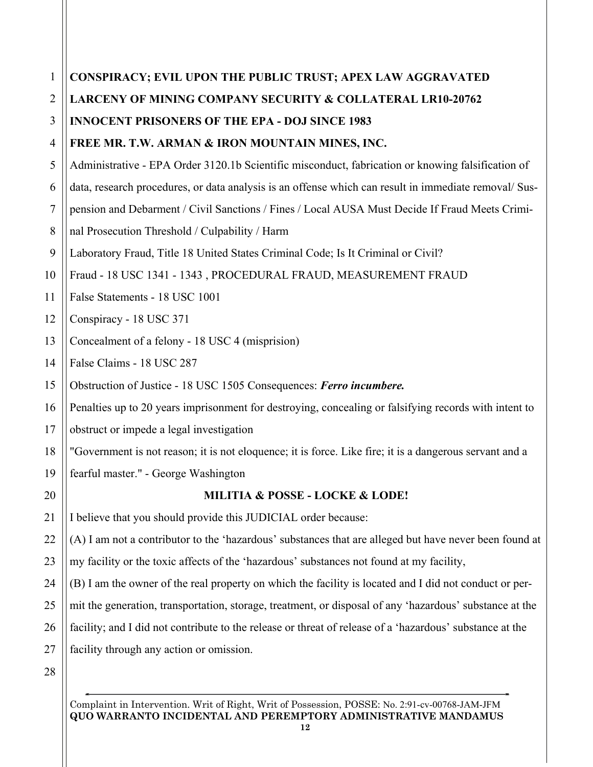**CONSPIRACY; EVIL UPON THE PUBLIC TRUST; APEX LAW AGGRAVATED LARCENY OF MINING COMPANY SECURITY & COLLATERAL LR10-20762**

**INNOCENT PRISONERS OF THE EPA - DOJ SINCE 1983**

**FREE MR. T.W. ARMAN & IRON MOUNTAIN MINES, INC.**

Administrative - EPA Order 3120.1b Scientific misconduct, fabrication or knowing falsification of data, research procedures, or data analysis is an offense which can result in immediate removal/ Suspension and Debarment / Civil Sanctions / Fines / Local AUSA Must Decide If Fraud Meets Criminal Prosecution Threshold / Culpability / Harm

Laboratory Fraud, Title 18 United States Criminal Code; Is It Criminal or Civil?

Fraud - 18 USC 1341 - 1343 , PROCEDURAL FRAUD, MEASUREMENT FRAUD

False Statements - 18 USC 1001

Conspiracy - 18 USC 371

Concealment of a felony - 18 USC 4 (misprision)

False Claims - 18 USC 287

Obstruction of Justice - 18 USC 1505 Consequences: ***Ferro incumbere.***

Penalties up to 20 years imprisonment for destroying, concealing or falsifying records with intent to obstruct or impede a legal investigation

"Government is not reason; it is not eloquence; it is force. Like fire; it is a dangerous servant and a fearful master." - George Washington

**MILITIA & POSSE - LOCKE & LODE!**

I believe that you should provide this JUDICIAL order because:

(A) I am not a contributor to the 'hazardous' substances that are alleged but have never been found at my facility or the toxic affects of the 'hazardous' substances not found at my facility,

(B) I am the owner of the real property on which the facility is located and I did not conduct or permit the generation, transportation, storage, treatment, or disposal of any 'hazardous' substance at the facility; and I did not contribute to the release or threat of release of a 'hazardous' substance at the facility through any action or omission.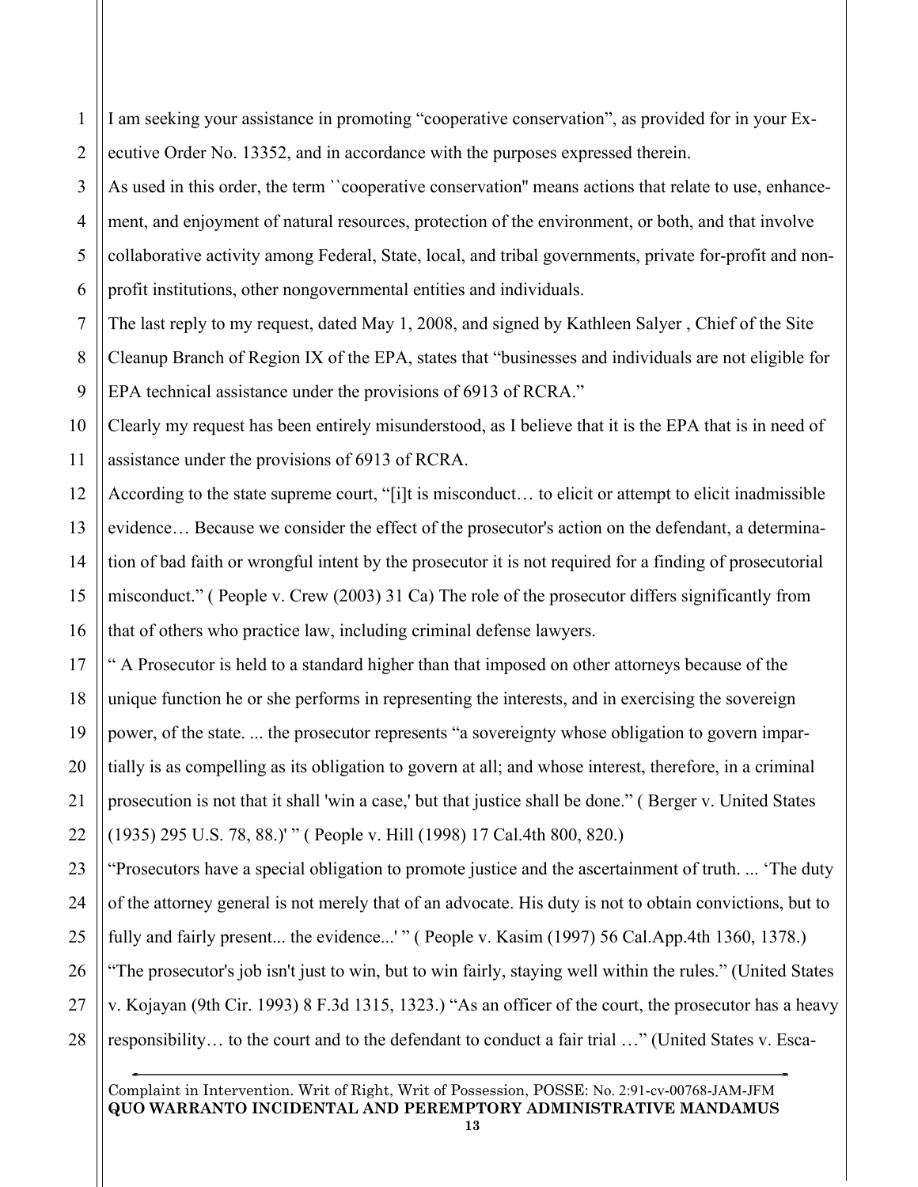I am seeking your assistance in promoting “cooperative conservation”, as provided for in your Executive Order No. 13352, and in accordance with the purposes expressed therein.

As used in this order, the term ``cooperative conservation'' means actions that relate to use, enhancement, and enjoyment of natural resources, protection of the environment, or both, and that involve collaborative activity among Federal, State, local, and tribal governments, private for-profit and non-profit institutions, other nongovernmental entities and individuals.

The last reply to my request, dated May 1, 2008, and signed by Kathleen Salyer , Chief of the Site Cleanup Branch of Region IX of the EPA, states that “businesses and individuals are not eligible for EPA technical assistance under the provisions of 6913 of RCRA.”

Clearly my request has been entirely misunderstood, as I believe that it is the EPA that is in need of assistance under the provisions of 6913 of RCRA.

According to the state supreme court, “[i]t is misconduct… to elicit or attempt to elicit inadmissible evidence… Because we consider the effect of the prosecutor's action on the defendant, a determination of bad faith or wrongful intent by the prosecutor it is not required for a finding of prosecutorial misconduct.” ( People v. Crew (2003) 31 Ca) The role of the prosecutor differs significantly from that of others who practice law, including criminal defense lawyers.

“ A Prosecutor is held to a standard higher than that imposed on other attorneys because of the unique function he or she performs in representing the interests, and in exercising the sovereign power, of the state. ... the prosecutor represents “a sovereignty whose obligation to govern impartially is as compelling as its obligation to govern at all; and whose interest, therefore, in a criminal prosecution is not that it shall 'win a case,' but that justice shall be done.” ( Berger v. United States (1935) 295 U.S. 78, 88.)' ” ( People v. Hill (1998) 17 Cal.4th 800, 820.)

“Prosecutors have a special obligation to promote justice and the ascertainment of truth. ... ‘The duty of the attorney general is not merely that of an advocate. His duty is not to obtain convictions, but to fully and fairly present... the evidence...' ” ( People v. Kasim (1997) 56 Cal.App.4th 1360, 1378.) “The prosecutor's job isn't just to win, but to win fairly, staying well within the rules.” (United States v. Kojayan (9th Cir. 1993) 8 F.3d 1315, 1323.) “As an officer of the court, the prosecutor has a heavy responsibility… to the court and to the defendant to conduct a fair trial …” (United States v. Esca-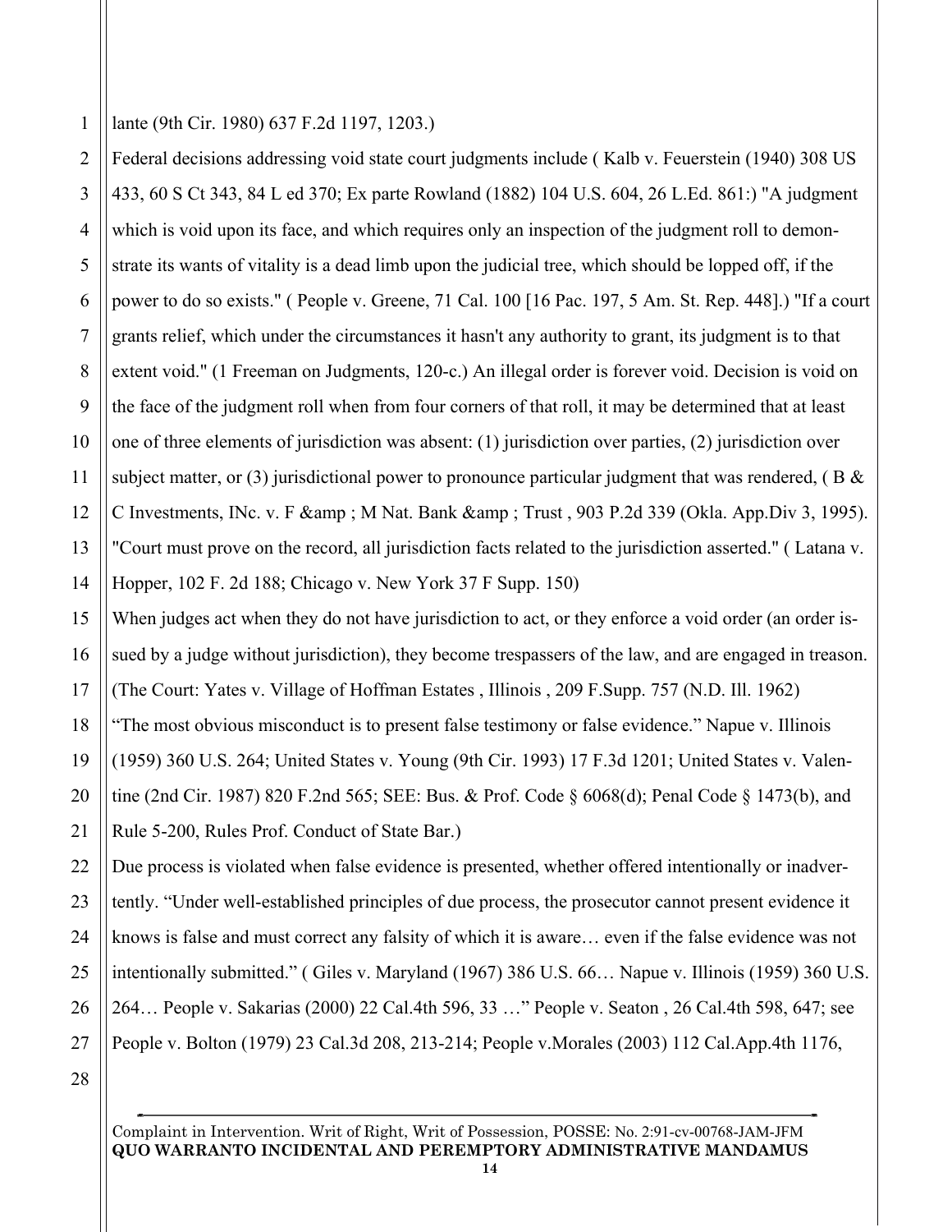lante (9th Cir. 1980) 637 F.2d 1197, 1203.)

Federal decisions addressing void state court judgments include ( Kalb v. Feuerstein (1940) 308 US 433, 60 S Ct 343, 84 L ed 370; Ex parte Rowland (1882) 104 U.S. 604, 26 L.Ed. 861:) "A judgment which is void upon its face, and which requires only an inspection of the judgment roll to demonstrate its wants of vitality is a dead limb upon the judicial tree, which should be lopped off, if the power to do so exists." ( People v. Greene, 71 Cal. 100 [16 Pac. 197, 5 Am. St. Rep. 448].) "If a court grants relief, which under the circumstances it hasn't any authority to grant, its judgment is to that extent void." (1 Freeman on Judgments, 120-c.) An illegal order is forever void. Decision is void on the face of the judgment roll when from four corners of that roll, it may be determined that at least one of three elements of jurisdiction was absent: (1) jurisdiction over parties, (2) jurisdiction over subject matter, or (3) jurisdictional power to pronounce particular judgment that was rendered, ( B & C Investments, INc. v. F &amp ; M Nat. Bank &amp ; Trust , 903 P.2d 339 (Okla. App.Div 3, 1995). "Court must prove on the record, all jurisdiction facts related to the jurisdiction asserted." ( Latana v. Hopper, 102 F. 2d 188; Chicago v. New York 37 F Supp. 150)

When judges act when they do not have jurisdiction to act, or they enforce a void order (an order issued by a judge without jurisdiction), they become trespassers of the law, and are engaged in treason. (The Court: Yates v. Village of Hoffman Estates , Illinois , 209 F.Supp. 757 (N.D. Ill. 1962)

"The most obvious misconduct is to present false testimony or false evidence." Napue v. Illinois (1959) 360 U.S. 264; United States v. Young (9th Cir. 1993) 17 F.3d 1201; United States v. Valentine (2nd Cir. 1987) 820 F.2nd 565; SEE: Bus. & Prof. Code § 6068(d); Penal Code § 1473(b), and Rule 5-200, Rules Prof. Conduct of State Bar.)

Due process is violated when false evidence is presented, whether offered intentionally or inadvertently. "Under well-established principles of due process, the prosecutor cannot present evidence it knows is false and must correct any falsity of which it is aware… even if the false evidence was not intentionally submitted." ( Giles v. Maryland (1967) 386 U.S. 66… Napue v. Illinois (1959) 360 U.S. 264… People v. Sakarias (2000) 22 Cal.4th 596, 33 …" People v. Seaton , 26 Cal.4th 598, 647; see People v. Bolton (1979) 23 Cal.3d 208, 213-214; People v.Morales (2003) 112 Cal.App.4th 1176,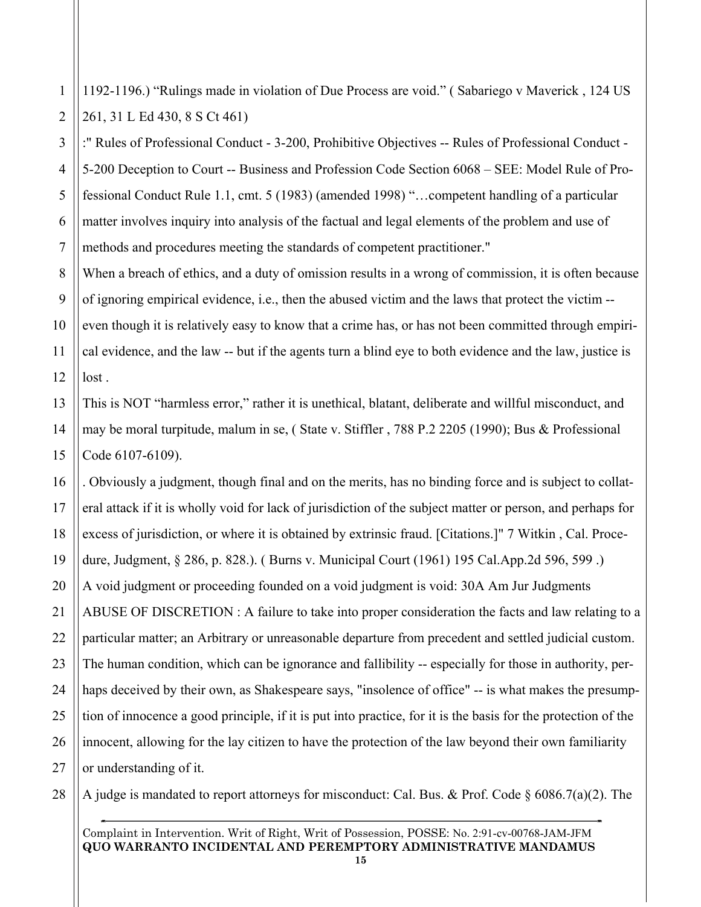1192-1196.) "Rulings made in violation of Due Process are void." ( Sabariego v Maverick , 124 US 261, 31 L Ed 430, 8 S Ct 461)

:" Rules of Professional Conduct - 3-200, Prohibitive Objectives -- Rules of Professional Conduct - 5-200 Deception to Court -- Business and Profession Code Section 6068 – SEE: Model Rule of Professional Conduct Rule 1.1, cmt. 5 (1983) (amended 1998) "…competent handling of a particular matter involves inquiry into analysis of the factual and legal elements of the problem and use of methods and procedures meeting the standards of competent practitioner."

When a breach of ethics, and a duty of omission results in a wrong of commission, it is often because of ignoring empirical evidence, i.e., then the abused victim and the laws that protect the victim -- even though it is relatively easy to know that a crime has, or has not been committed through empirical evidence, and the law -- but if the agents turn a blind eye to both evidence and the law, justice is lost .

This is NOT "harmless error," rather it is unethical, blatant, deliberate and willful misconduct, and may be moral turpitude, malum in se, ( State v. Stiffler , 788 P.2 2205 (1990); Bus & Professional Code 6107-6109).

. Obviously a judgment, though final and on the merits, has no binding force and is subject to collateral attack if it is wholly void for lack of jurisdiction of the subject matter or person, and perhaps for excess of jurisdiction, or where it is obtained by extrinsic fraud. [Citations.]" 7 Witkin , Cal. Procedure, Judgment, § 286, p. 828.). ( Burns v. Municipal Court (1961) 195 Cal.App.2d 596, 599 .)

A void judgment or proceeding founded on a void judgment is void: 30A Am Jur Judgments

ABUSE OF DISCRETION : A failure to take into proper consideration the facts and law relating to a particular matter; an Arbitrary or unreasonable departure from precedent and settled judicial custom. The human condition, which can be ignorance and fallibility -- especially for those in authority, perhaps deceived by their own, as Shakespeare says, "insolence of office" -- is what makes the presumption of innocence a good principle, if it is put into practice, for it is the basis for the protection of the innocent, allowing for the lay citizen to have the protection of the law beyond their own familiarity or understanding of it.

A judge is mandated to report attorneys for misconduct: Cal. Bus. & Prof. Code § 6086.7(a)(2). The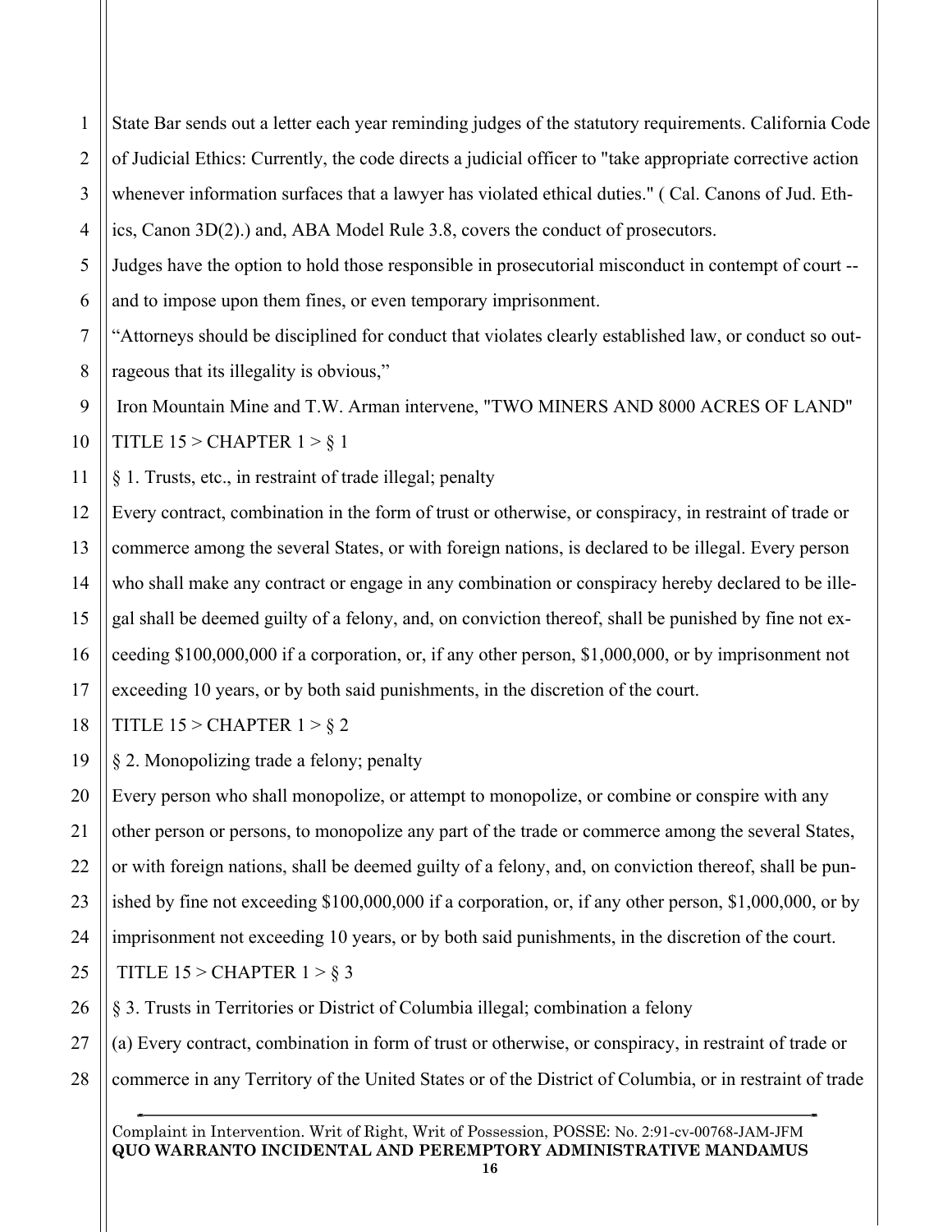State Bar sends out a letter each year reminding judges of the statutory requirements. California Code of Judicial Ethics: Currently, the code directs a judicial officer to "take appropriate corrective action whenever information surfaces that a lawyer has violated ethical duties." ( Cal. Canons of Jud. Ethics, Canon 3D(2).) and, ABA Model Rule 3.8, covers the conduct of prosecutors.

Judges have the option to hold those responsible in prosecutorial misconduct in contempt of court -- and to impose upon them fines, or even temporary imprisonment.

“Attorneys should be disciplined for conduct that violates clearly established law, or conduct so outrageous that its illegality is obvious,”

Iron Mountain Mine and T.W. Arman intervene, "TWO MINERS AND 8000 ACRES OF LAND"

TITLE 15 > CHAPTER 1 > § 1

§ 1. Trusts, etc., in restraint of trade illegal; penalty

Every contract, combination in the form of trust or otherwise, or conspiracy, in restraint of trade or commerce among the several States, or with foreign nations, is declared to be illegal. Every person who shall make any contract or engage in any combination or conspiracy hereby declared to be illegal shall be deemed guilty of a felony, and, on conviction thereof, shall be punished by fine not exceeding $100,000,000 if a corporation, or, if any other person, $1,000,000, or by imprisonment not exceeding 10 years, or by both said punishments, in the discretion of the court.

TITLE 15 > CHAPTER 1 > § 2

§ 2. Monopolizing trade a felony; penalty

Every person who shall monopolize, or attempt to monopolize, or combine or conspire with any other person or persons, to monopolize any part of the trade or commerce among the several States, or with foreign nations, shall be deemed guilty of a felony, and, on conviction thereof, shall be punished by fine not exceeding $100,000,000 if a corporation, or, if any other person, $1,000,000, or by imprisonment not exceeding 10 years, or by both said punishments, in the discretion of the court.

TITLE 15 > CHAPTER 1 > § 3

§ 3. Trusts in Territories or District of Columbia illegal; combination a felony

(a) Every contract, combination in form of trust or otherwise, or conspiracy, in restraint of trade or commerce in any Territory of the United States or of the District of Columbia, or in restraint of trade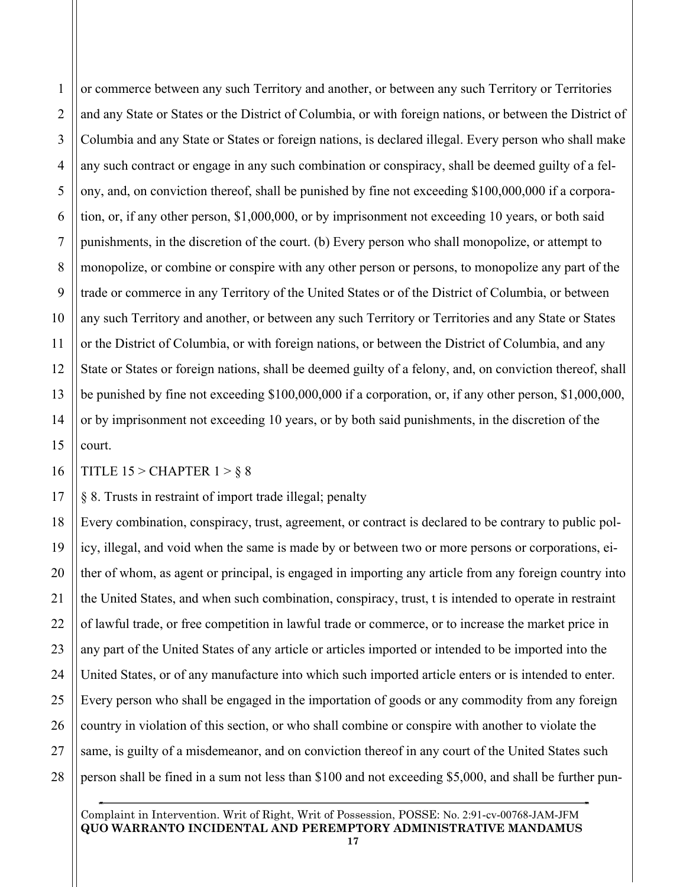or commerce between any such Territory and another, or between any such Territory or Territories and any State or States or the District of Columbia, or with foreign nations, or between the District of Columbia and any State or States or foreign nations, is declared illegal. Every person who shall make any such contract or engage in any such combination or conspiracy, shall be deemed guilty of a felony, and, on conviction thereof, shall be punished by fine not exceeding $100,000,000 if a corporation, or, if any other person, $1,000,000, or by imprisonment not exceeding 10 years, or both said punishments, in the discretion of the court. (b) Every person who shall monopolize, or attempt to monopolize, or combine or conspire with any other person or persons, to monopolize any part of the trade or commerce in any Territory of the United States or of the District of Columbia, or between any such Territory and another, or between any such Territory or Territories and any State or States or the District of Columbia, or with foreign nations, or between the District of Columbia, and any State or States or foreign nations, shall be deemed guilty of a felony, and, on conviction thereof, shall be punished by fine not exceeding $100,000,000 if a corporation, or, if any other person, $1,000,000, or by imprisonment not exceeding 10 years, or by both said punishments, in the discretion of the court.

TITLE 15 > CHAPTER 1 > § 8

§ 8. Trusts in restraint of import trade illegal; penalty

Every combination, conspiracy, trust, agreement, or contract is declared to be contrary to public policy, illegal, and void when the same is made by or between two or more persons or corporations, either of whom, as agent or principal, is engaged in importing any article from any foreign country into the United States, and when such combination, conspiracy, trust, t is intended to operate in restraint of lawful trade, or free competition in lawful trade or commerce, or to increase the market price in any part of the United States of any article or articles imported or intended to be imported into the United States, or of any manufacture into which such imported article enters or is intended to enter. Every person who shall be engaged in the importation of goods or any commodity from any foreign country in violation of this section, or who shall combine or conspire with another to violate the same, is guilty of a misdemeanor, and on conviction thereof in any court of the United States such person shall be fined in a sum not less than $100 and not exceeding $5,000, and shall be further pun-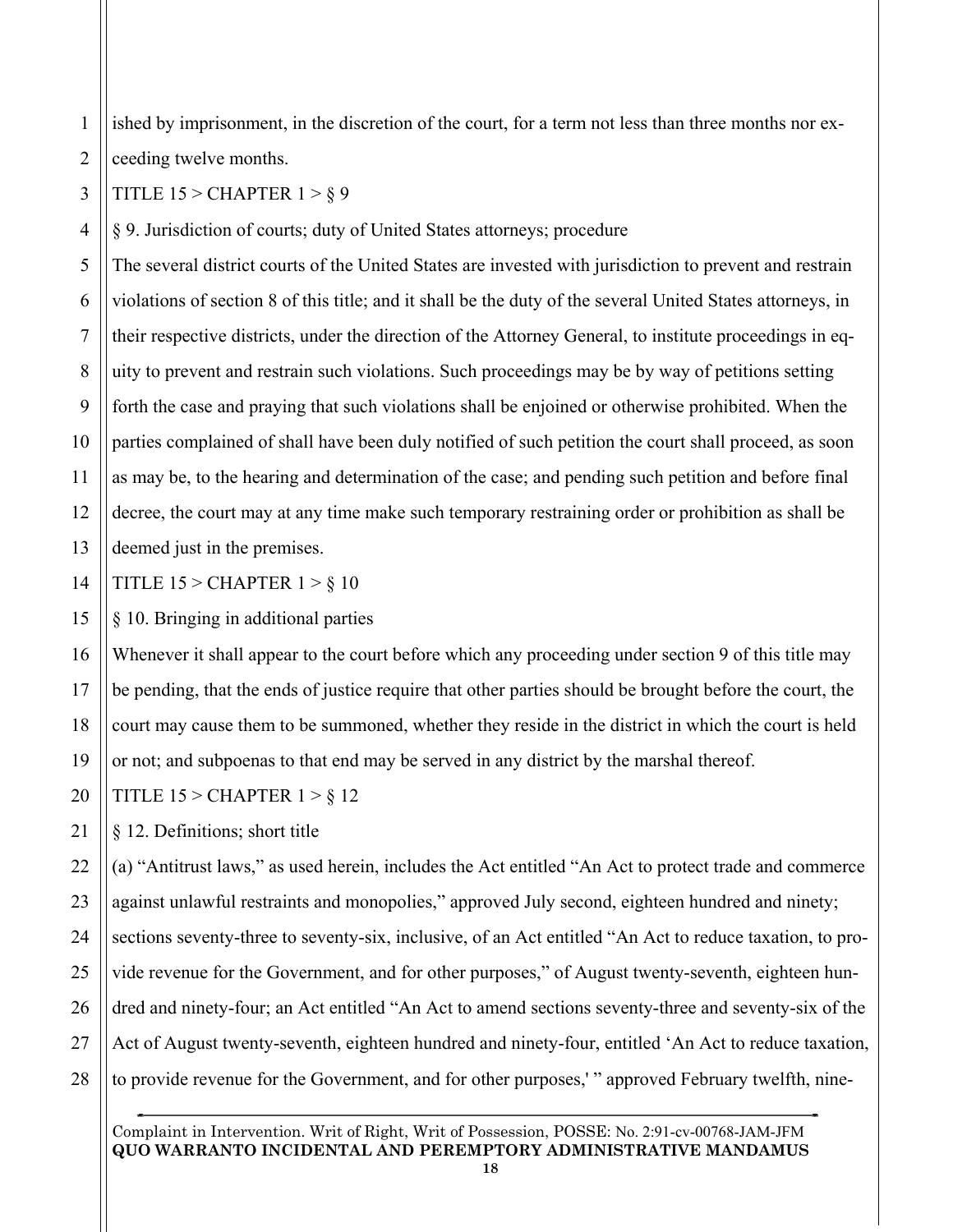ished by imprisonment, in the discretion of the court, for a term not less than three months nor exceeding twelve months.

TITLE 15 > CHAPTER 1 > § 9

§ 9. Jurisdiction of courts; duty of United States attorneys; procedure

The several district courts of the United States are invested with jurisdiction to prevent and restrain violations of section 8 of this title; and it shall be the duty of the several United States attorneys, in their respective districts, under the direction of the Attorney General, to institute proceedings in equity to prevent and restrain such violations. Such proceedings may be by way of petitions setting forth the case and praying that such violations shall be enjoined or otherwise prohibited. When the parties complained of shall have been duly notified of such petition the court shall proceed, as soon as may be, to the hearing and determination of the case; and pending such petition and before final decree, the court may at any time make such temporary restraining order or prohibition as shall be deemed just in the premises.

TITLE 15 > CHAPTER 1 > § 10

§ 10. Bringing in additional parties

Whenever it shall appear to the court before which any proceeding under section 9 of this title may be pending, that the ends of justice require that other parties should be brought before the court, the court may cause them to be summoned, whether they reside in the district in which the court is held or not; and subpoenas to that end may be served in any district by the marshal thereof.

TITLE 15 > CHAPTER 1 > § 12

§ 12. Definitions; short title

(a) "Antitrust laws," as used herein, includes the Act entitled "An Act to protect trade and commerce against unlawful restraints and monopolies," approved July second, eighteen hundred and ninety; sections seventy-three to seventy-six, inclusive, of an Act entitled "An Act to reduce taxation, to provide revenue for the Government, and for other purposes," of August twenty-seventh, eighteen hundred and ninety-four; an Act entitled "An Act to amend sections seventy-three and seventy-six of the Act of August twenty-seventh, eighteen hundred and ninety-four, entitled 'An Act to reduce taxation, to provide revenue for the Government, and for other purposes,' " approved February twelfth, nine-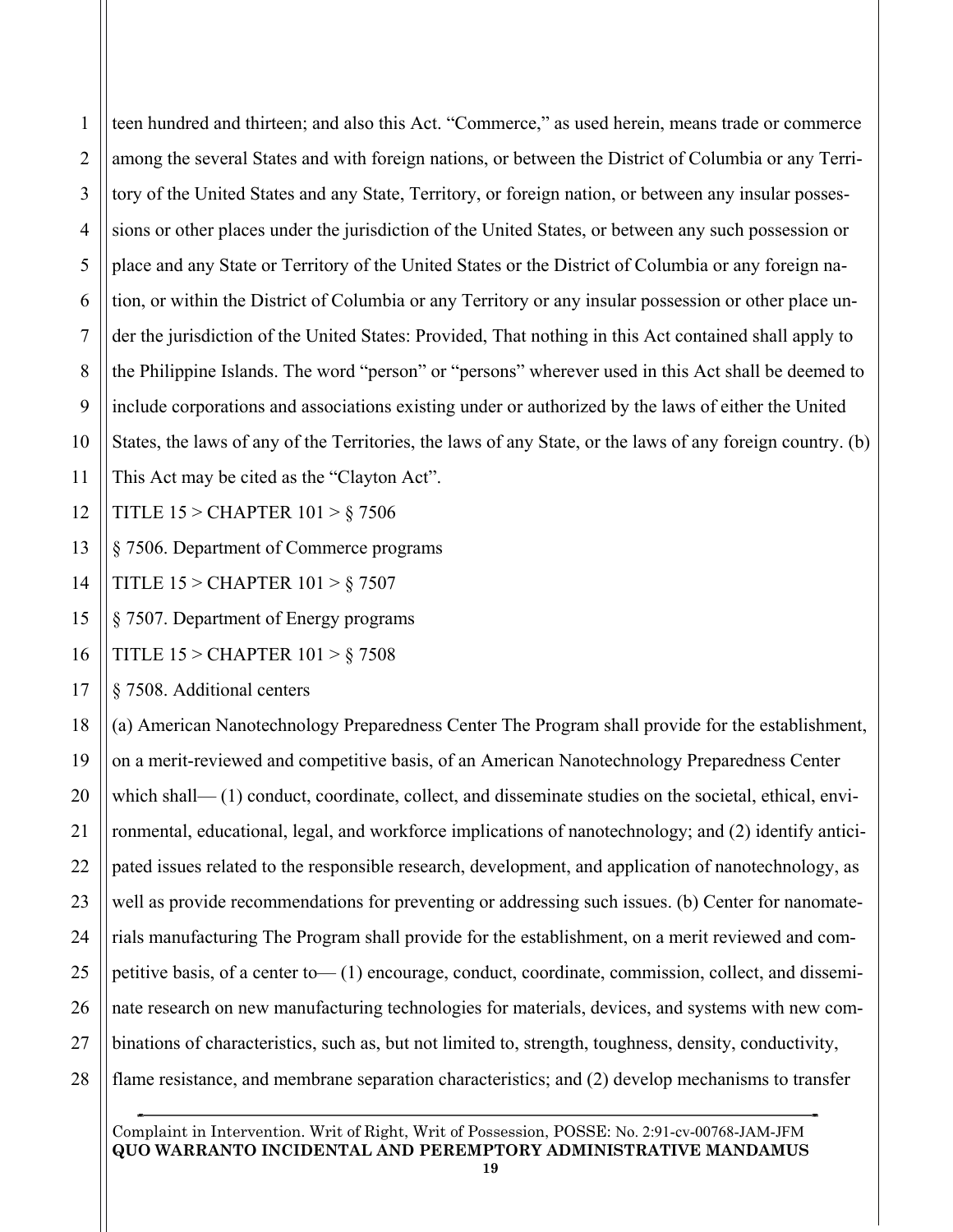teen hundred and thirteen; and also this Act. "Commerce," as used herein, means trade or commerce among the several States and with foreign nations, or between the District of Columbia or any Territory of the United States and any State, Territory, or foreign nation, or between any insular possessions or other places under the jurisdiction of the United States, or between any such possession or place and any State or Territory of the United States or the District of Columbia or any foreign nation, or within the District of Columbia or any Territory or any insular possession or other place under the jurisdiction of the United States: Provided, That nothing in this Act contained shall apply to the Philippine Islands. The word "person" or "persons" wherever used in this Act shall be deemed to include corporations and associations existing under or authorized by the laws of either the United States, the laws of any of the Territories, the laws of any State, or the laws of any foreign country. (b) This Act may be cited as the "Clayton Act".

TITLE 15 > CHAPTER 101 > § 7506

§ 7506. Department of Commerce programs

TITLE 15 > CHAPTER 101 > § 7507

§ 7507. Department of Energy programs

TITLE 15 > CHAPTER 101 > § 7508

§ 7508. Additional centers

(a) American Nanotechnology Preparedness Center The Program shall provide for the establishment, on a merit-reviewed and competitive basis, of an American Nanotechnology Preparedness Center which shall— (1) conduct, coordinate, collect, and disseminate studies on the societal, ethical, environmental, educational, legal, and workforce implications of nanotechnology; and (2) identify anticipated issues related to the responsible research, development, and application of nanotechnology, as well as provide recommendations for preventing or addressing such issues. (b) Center for nanomaterials manufacturing The Program shall provide for the establishment, on a merit reviewed and competitive basis, of a center to— (1) encourage, conduct, coordinate, commission, collect, and disseminate research on new manufacturing technologies for materials, devices, and systems with new combinations of characteristics, such as, but not limited to, strength, toughness, density, conductivity, flame resistance, and membrane separation characteristics; and (2) develop mechanisms to transfer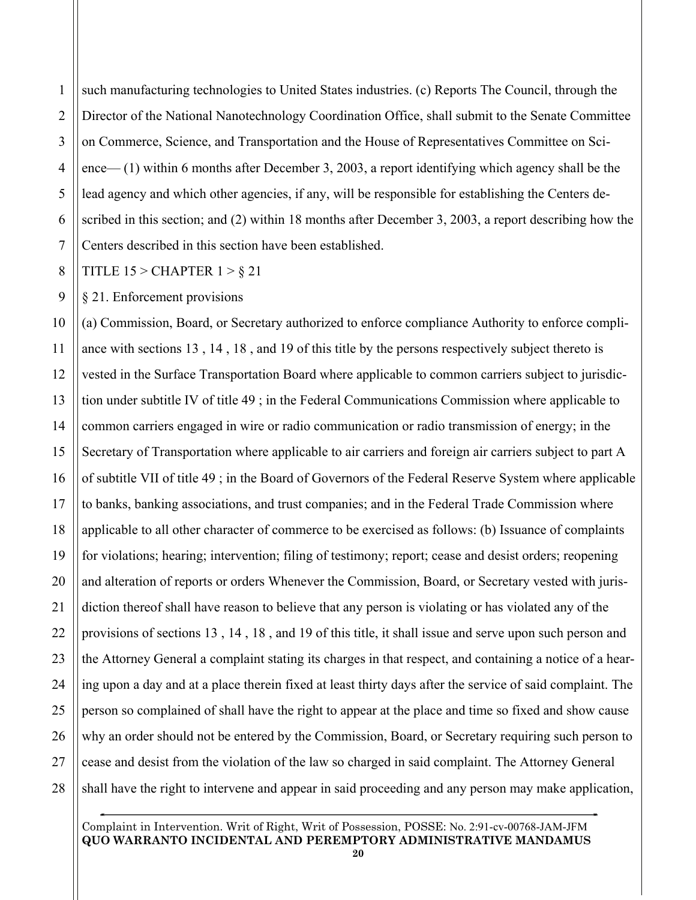such manufacturing technologies to United States industries. (c) Reports The Council, through the Director of the National Nanotechnology Coordination Office, shall submit to the Senate Committee on Commerce, Science, and Transportation and the House of Representatives Committee on Science— (1) within 6 months after December 3, 2003, a report identifying which agency shall be the lead agency and which other agencies, if any, will be responsible for establishing the Centers described in this section; and (2) within 18 months after December 3, 2003, a report describing how the Centers described in this section have been established.

TITLE 15 > CHAPTER 1 > § 21

§ 21. Enforcement provisions

(a) Commission, Board, or Secretary authorized to enforce compliance Authority to enforce compliance with sections 13 , 14 , 18 , and 19 of this title by the persons respectively subject thereto is vested in the Surface Transportation Board where applicable to common carriers subject to jurisdiction under subtitle IV of title 49 ; in the Federal Communications Commission where applicable to common carriers engaged in wire or radio communication or radio transmission of energy; in the Secretary of Transportation where applicable to air carriers and foreign air carriers subject to part A of subtitle VII of title 49 ; in the Board of Governors of the Federal Reserve System where applicable to banks, banking associations, and trust companies; and in the Federal Trade Commission where applicable to all other character of commerce to be exercised as follows: (b) Issuance of complaints for violations; hearing; intervention; filing of testimony; report; cease and desist orders; reopening and alteration of reports or orders Whenever the Commission, Board, or Secretary vested with jurisdiction thereof shall have reason to believe that any person is violating or has violated any of the provisions of sections 13 , 14 , 18 , and 19 of this title, it shall issue and serve upon such person and the Attorney General a complaint stating its charges in that respect, and containing a notice of a hearing upon a day and at a place therein fixed at least thirty days after the service of said complaint. The person so complained of shall have the right to appear at the place and time so fixed and show cause why an order should not be entered by the Commission, Board, or Secretary requiring such person to cease and desist from the violation of the law so charged in said complaint. The Attorney General shall have the right to intervene and appear in said proceeding and any person may make application,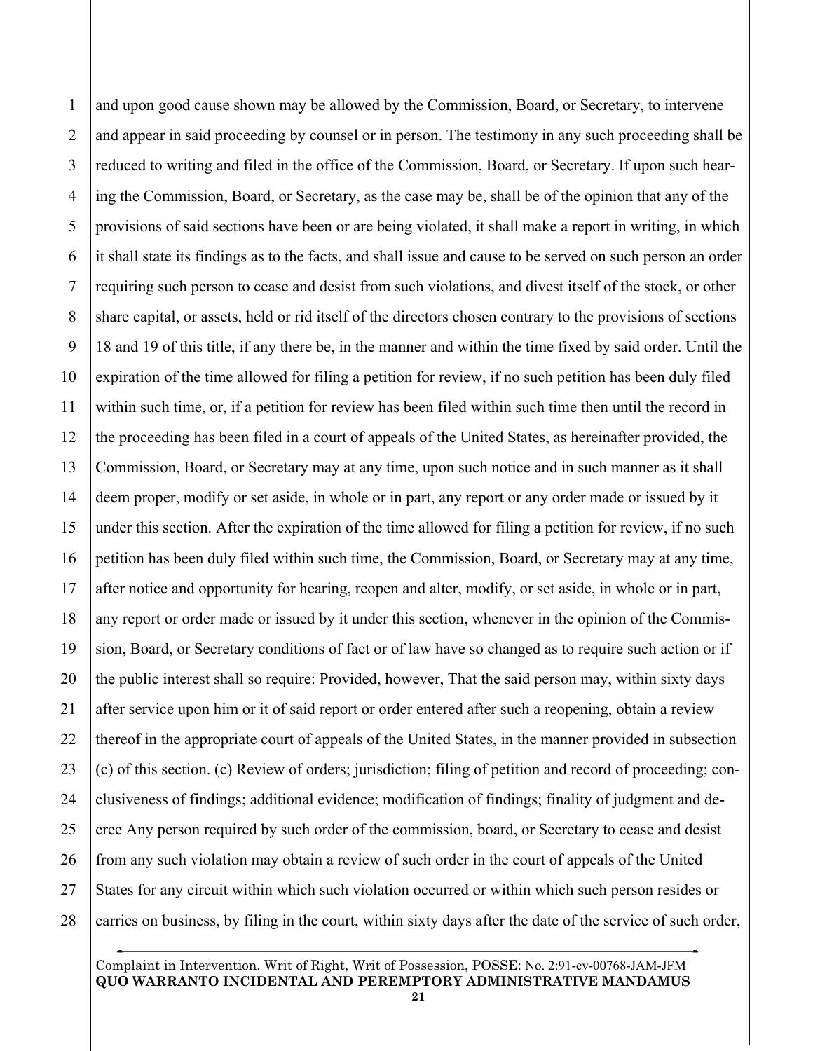and upon good cause shown may be allowed by the Commission, Board, or Secretary, to intervene and appear in said proceeding by counsel or in person. The testimony in any such proceeding shall be reduced to writing and filed in the office of the Commission, Board, or Secretary. If upon such hearing the Commission, Board, or Secretary, as the case may be, shall be of the opinion that any of the provisions of said sections have been or are being violated, it shall make a report in writing, in which it shall state its findings as to the facts, and shall issue and cause to be served on such person an order requiring such person to cease and desist from such violations, and divest itself of the stock, or other share capital, or assets, held or rid itself of the directors chosen contrary to the provisions of sections 18 and 19 of this title, if any there be, in the manner and within the time fixed by said order. Until the expiration of the time allowed for filing a petition for review, if no such petition has been duly filed within such time, or, if a petition for review has been filed within such time then until the record in the proceeding has been filed in a court of appeals of the United States, as hereinafter provided, the Commission, Board, or Secretary may at any time, upon such notice and in such manner as it shall deem proper, modify or set aside, in whole or in part, any report or any order made or issued by it under this section. After the expiration of the time allowed for filing a petition for review, if no such petition has been duly filed within such time, the Commission, Board, or Secretary may at any time, after notice and opportunity for hearing, reopen and alter, modify, or set aside, in whole or in part, any report or order made or issued by it under this section, whenever in the opinion of the Commission, Board, or Secretary conditions of fact or of law have so changed as to require such action or if the public interest shall so require: Provided, however, That the said person may, within sixty days after service upon him or it of said report or order entered after such a reopening, obtain a review thereof in the appropriate court of appeals of the United States, in the manner provided in subsection (c) of this section. (c) Review of orders; jurisdiction; filing of petition and record of proceeding; conclusiveness of findings; additional evidence; modification of findings; finality of judgment and decree Any person required by such order of the commission, board, or Secretary to cease and desist from any such violation may obtain a review of such order in the court of appeals of the United States for any circuit within which such violation occurred or within which such person resides or carries on business, by filing in the court, within sixty days after the date of the service of such order,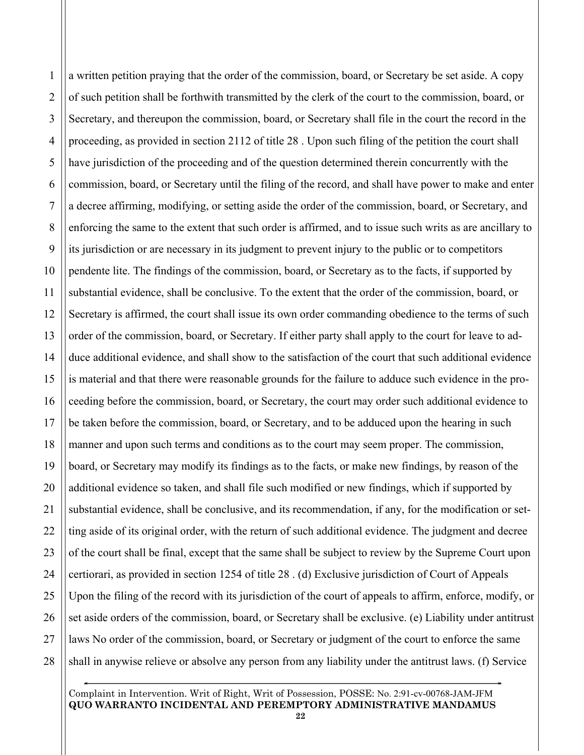a written petition praying that the order of the commission, board, or Secretary be set aside. A copy of such petition shall be forthwith transmitted by the clerk of the court to the commission, board, or Secretary, and thereupon the commission, board, or Secretary shall file in the court the record in the proceeding, as provided in section 2112 of title 28 . Upon such filing of the petition the court shall have jurisdiction of the proceeding and of the question determined therein concurrently with the commission, board, or Secretary until the filing of the record, and shall have power to make and enter a decree affirming, modifying, or setting aside the order of the commission, board, or Secretary, and enforcing the same to the extent that such order is affirmed, and to issue such writs as are ancillary to its jurisdiction or are necessary in its judgment to prevent injury to the public or to competitors pendente lite. The findings of the commission, board, or Secretary as to the facts, if supported by substantial evidence, shall be conclusive. To the extent that the order of the commission, board, or Secretary is affirmed, the court shall issue its own order commanding obedience to the terms of such order of the commission, board, or Secretary. If either party shall apply to the court for leave to adduce additional evidence, and shall show to the satisfaction of the court that such additional evidence is material and that there were reasonable grounds for the failure to adduce such evidence in the proceeding before the commission, board, or Secretary, the court may order such additional evidence to be taken before the commission, board, or Secretary, and to be adduced upon the hearing in such manner and upon such terms and conditions as to the court may seem proper. The commission, board, or Secretary may modify its findings as to the facts, or make new findings, by reason of the additional evidence so taken, and shall file such modified or new findings, which if supported by substantial evidence, shall be conclusive, and its recommendation, if any, for the modification or setting aside of its original order, with the return of such additional evidence. The judgment and decree of the court shall be final, except that the same shall be subject to review by the Supreme Court upon certiorari, as provided in section 1254 of title 28 . (d) Exclusive jurisdiction of Court of Appeals Upon the filing of the record with its jurisdiction of the court of appeals to affirm, enforce, modify, or set aside orders of the commission, board, or Secretary shall be exclusive. (e) Liability under antitrust laws No order of the commission, board, or Secretary or judgment of the court to enforce the same shall in anywise relieve or absolve any person from any liability under the antitrust laws. (f) Service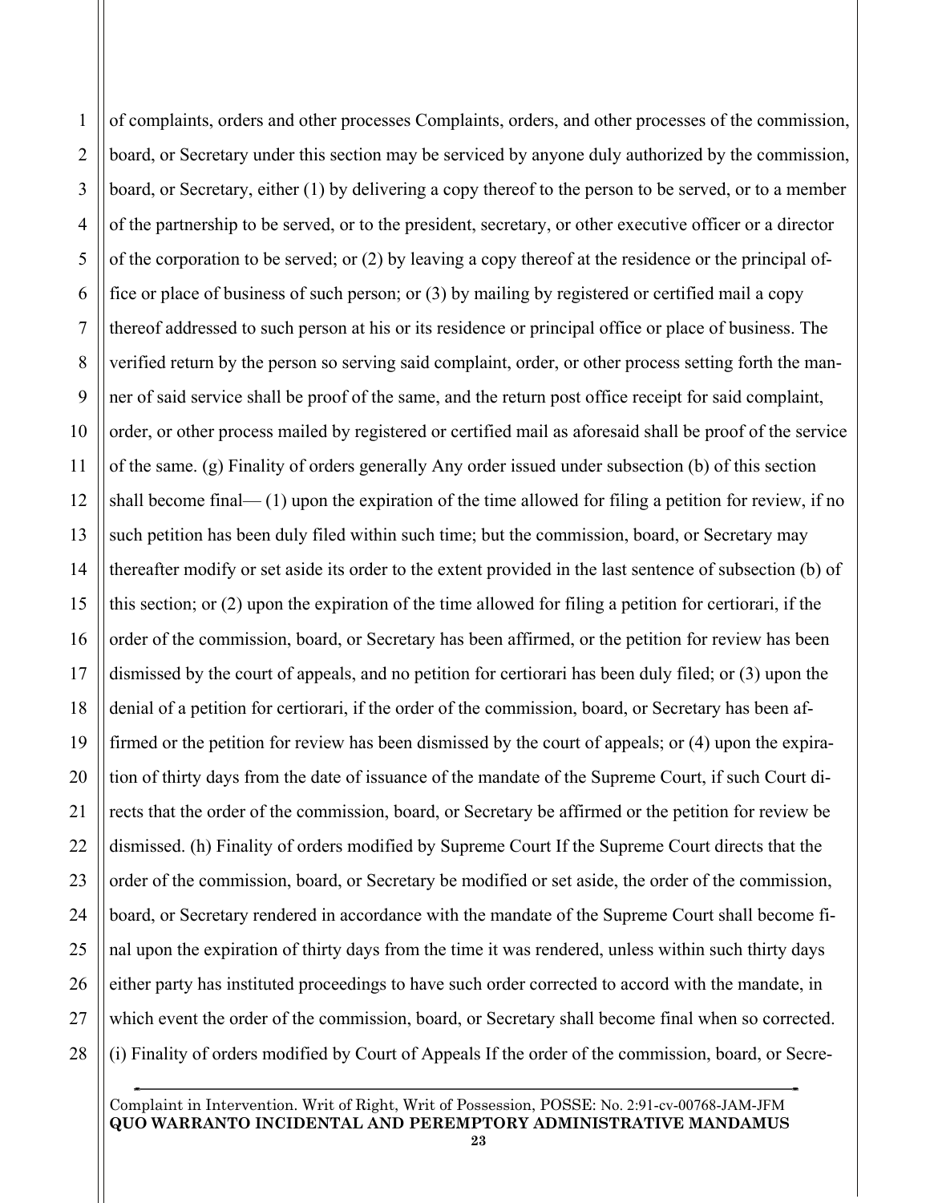of complaints, orders and other processes Complaints, orders, and other processes of the commission, board, or Secretary under this section may be serviced by anyone duly authorized by the commission, board, or Secretary, either (1) by delivering a copy thereof to the person to be served, or to a member of the partnership to be served, or to the president, secretary, or other executive officer or a director of the corporation to be served; or (2) by leaving a copy thereof at the residence or the principal office or place of business of such person; or (3) by mailing by registered or certified mail a copy thereof addressed to such person at his or its residence or principal office or place of business. The verified return by the person so serving said complaint, order, or other process setting forth the manner of said service shall be proof of the same, and the return post office receipt for said complaint, order, or other process mailed by registered or certified mail as aforesaid shall be proof of the service of the same. (g) Finality of orders generally Any order issued under subsection (b) of this section shall become final— (1) upon the expiration of the time allowed for filing a petition for review, if no such petition has been duly filed within such time; but the commission, board, or Secretary may thereafter modify or set aside its order to the extent provided in the last sentence of subsection (b) of this section; or (2) upon the expiration of the time allowed for filing a petition for certiorari, if the order of the commission, board, or Secretary has been affirmed, or the petition for review has been dismissed by the court of appeals, and no petition for certiorari has been duly filed; or (3) upon the denial of a petition for certiorari, if the order of the commission, board, or Secretary has been affirmed or the petition for review has been dismissed by the court of appeals; or (4) upon the expiration of thirty days from the date of issuance of the mandate of the Supreme Court, if such Court directs that the order of the commission, board, or Secretary be affirmed or the petition for review be dismissed. (h) Finality of orders modified by Supreme Court If the Supreme Court directs that the order of the commission, board, or Secretary be modified or set aside, the order of the commission, board, or Secretary rendered in accordance with the mandate of the Supreme Court shall become final upon the expiration of thirty days from the time it was rendered, unless within such thirty days either party has instituted proceedings to have such order corrected to accord with the mandate, in which event the order of the commission, board, or Secretary shall become final when so corrected. (i) Finality of orders modified by Court of Appeals If the order of the commission, board, or Secre-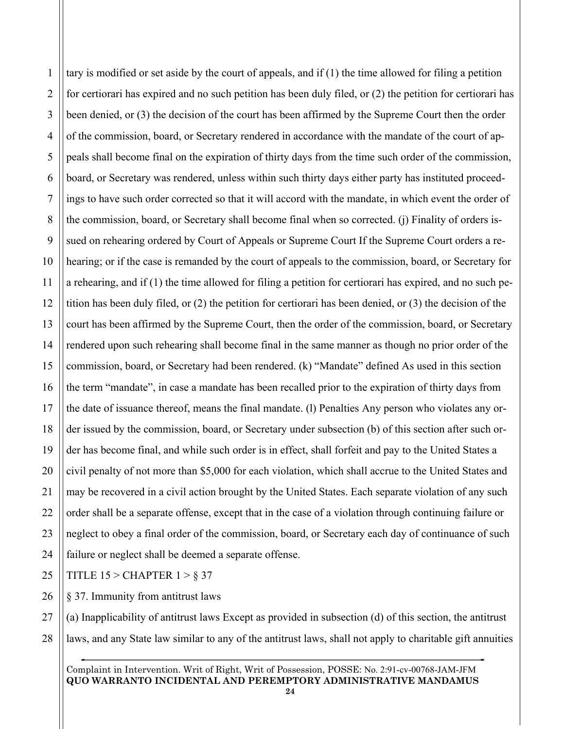tary is modified or set aside by the court of appeals, and if (1) the time allowed for filing a petition for certiorari has expired and no such petition has been duly filed, or (2) the petition for certiorari has been denied, or (3) the decision of the court has been affirmed by the Supreme Court then the order of the commission, board, or Secretary rendered in accordance with the mandate of the court of appeals shall become final on the expiration of thirty days from the time such order of the commission, board, or Secretary was rendered, unless within such thirty days either party has instituted proceedings to have such order corrected so that it will accord with the mandate, in which event the order of the commission, board, or Secretary shall become final when so corrected. (j) Finality of orders issued on rehearing ordered by Court of Appeals or Supreme Court If the Supreme Court orders a rehearing; or if the case is remanded by the court of appeals to the commission, board, or Secretary for a rehearing, and if (1) the time allowed for filing a petition for certiorari has expired, and no such petition has been duly filed, or (2) the petition for certiorari has been denied, or (3) the decision of the court has been affirmed by the Supreme Court, then the order of the commission, board, or Secretary rendered upon such rehearing shall become final in the same manner as though no prior order of the commission, board, or Secretary had been rendered. (k) "Mandate" defined As used in this section the term "mandate", in case a mandate has been recalled prior to the expiration of thirty days from the date of issuance thereof, means the final mandate. (l) Penalties Any person who violates any order issued by the commission, board, or Secretary under subsection (b) of this section after such order has become final, and while such order is in effect, shall forfeit and pay to the United States a civil penalty of not more than $5,000 for each violation, which shall accrue to the United States and may be recovered in a civil action brought by the United States. Each separate violation of any such order shall be a separate offense, except that in the case of a violation through continuing failure or neglect to obey a final order of the commission, board, or Secretary each day of continuance of such failure or neglect shall be deemed a separate offense.

TITLE 15 > CHAPTER 1 > § 37

§ 37. Immunity from antitrust laws

(a) Inapplicability of antitrust laws Except as provided in subsection (d) of this section, the antitrust laws, and any State law similar to any of the antitrust laws, shall not apply to charitable gift annuities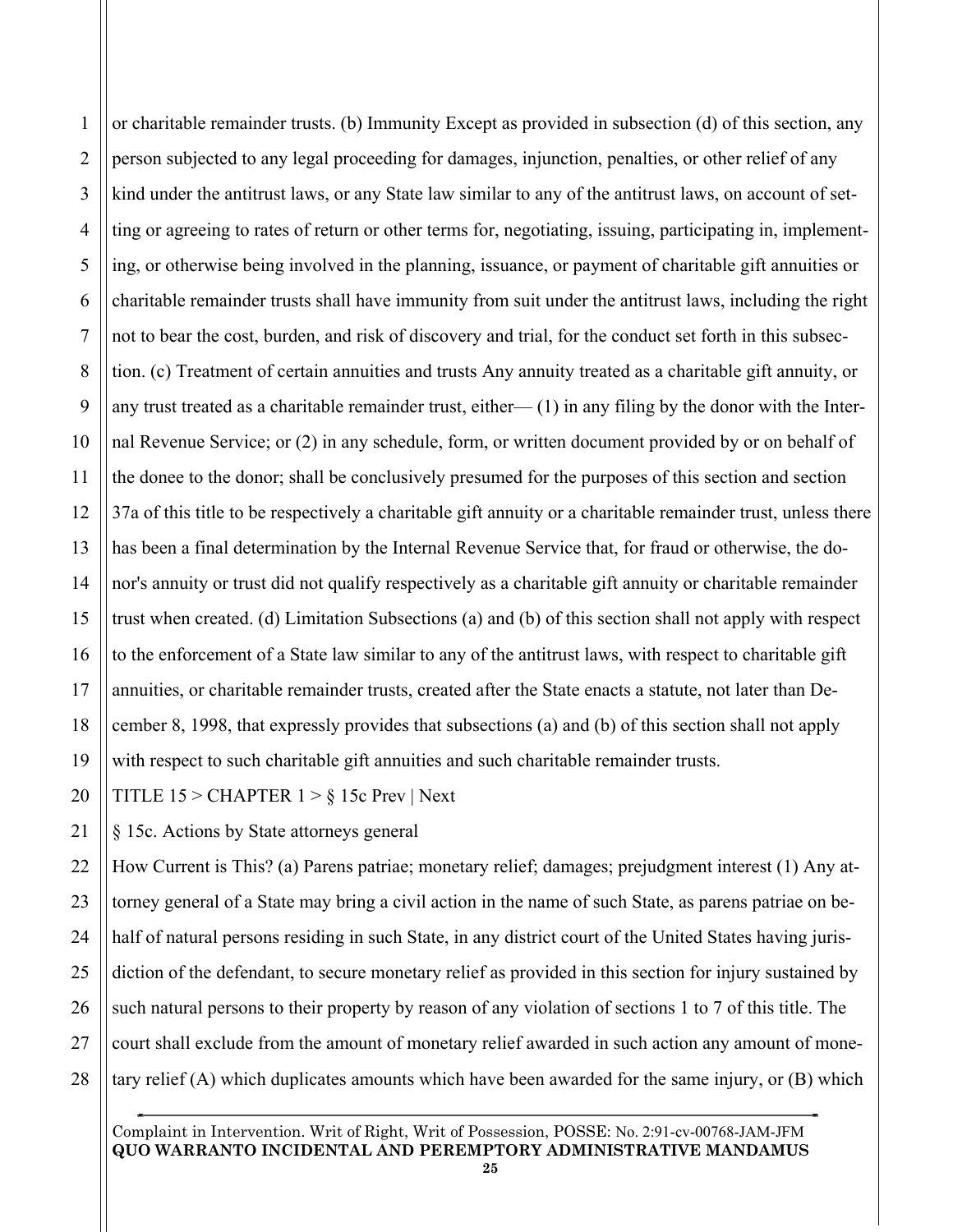or charitable remainder trusts. (b) Immunity Except as provided in subsection (d) of this section, any person subjected to any legal proceeding for damages, injunction, penalties, or other relief of any kind under the antitrust laws, or any State law similar to any of the antitrust laws, on account of setting or agreeing to rates of return or other terms for, negotiating, issuing, participating in, implementing, or otherwise being involved in the planning, issuance, or payment of charitable gift annuities or charitable remainder trusts shall have immunity from suit under the antitrust laws, including the right not to bear the cost, burden, and risk of discovery and trial, for the conduct set forth in this subsection. (c) Treatment of certain annuities and trusts Any annuity treated as a charitable gift annuity, or any trust treated as a charitable remainder trust, either— (1) in any filing by the donor with the Internal Revenue Service; or (2) in any schedule, form, or written document provided by or on behalf of the donee to the donor; shall be conclusively presumed for the purposes of this section and section 37a of this title to be respectively a charitable gift annuity or a charitable remainder trust, unless there has been a final determination by the Internal Revenue Service that, for fraud or otherwise, the donor's annuity or trust did not qualify respectively as a charitable gift annuity or charitable remainder trust when created. (d) Limitation Subsections (a) and (b) of this section shall not apply with respect to the enforcement of a State law similar to any of the antitrust laws, with respect to charitable gift annuities, or charitable remainder trusts, created after the State enacts a statute, not later than December 8, 1998, that expressly provides that subsections (a) and (b) of this section shall not apply with respect to such charitable gift annuities and such charitable remainder trusts.

TITLE 15 > CHAPTER 1 > § 15c Prev | Next

§ 15c. Actions by State attorneys general

How Current is This? (a) Parens patriae; monetary relief; damages; prejudgment interest (1) Any attorney general of a State may bring a civil action in the name of such State, as parens patriae on behalf of natural persons residing in such State, in any district court of the United States having jurisdiction of the defendant, to secure monetary relief as provided in this section for injury sustained by such natural persons to their property by reason of any violation of sections 1 to 7 of this title. The court shall exclude from the amount of monetary relief awarded in such action any amount of monetary relief (A) which duplicates amounts which have been awarded for the same injury, or (B) which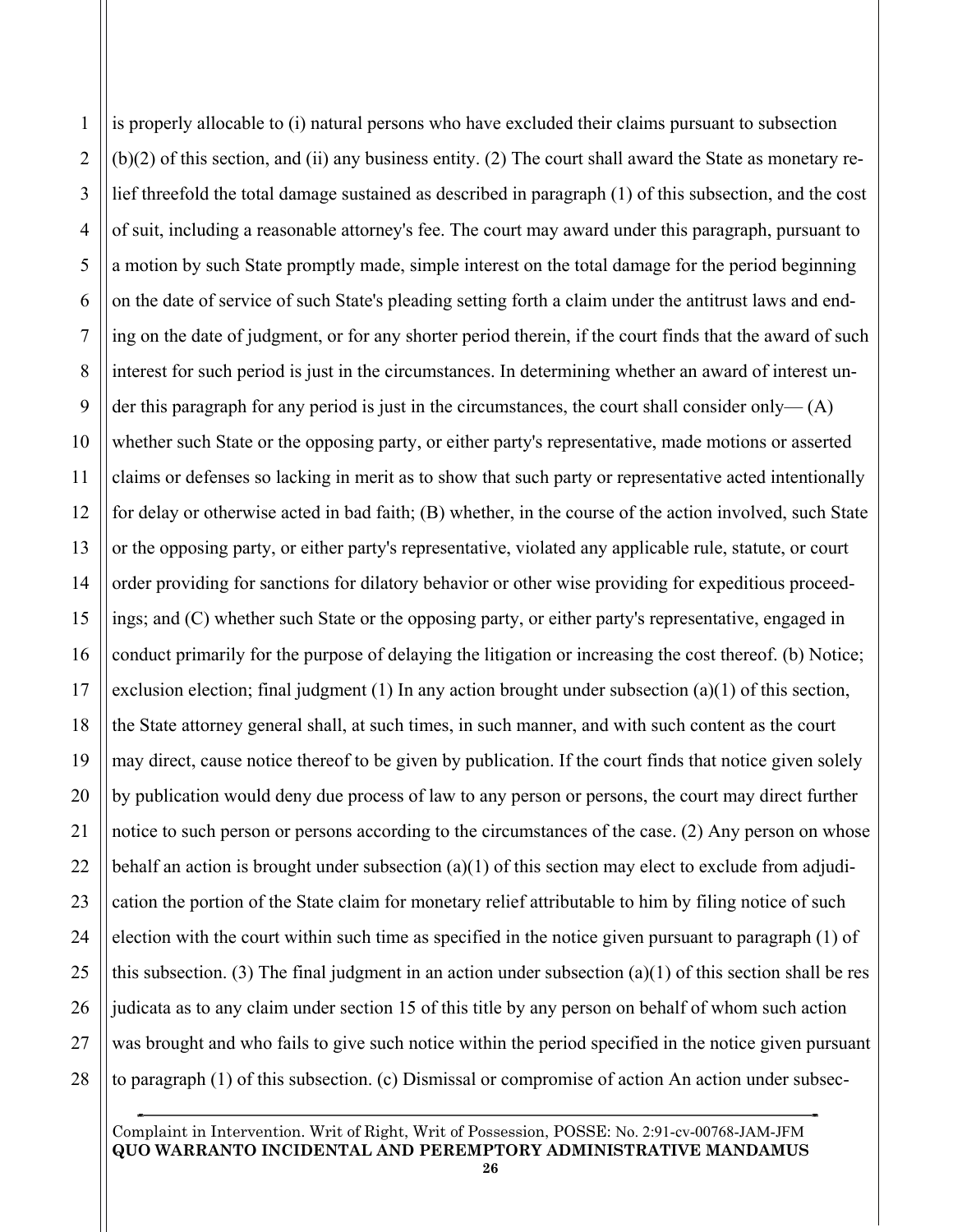is properly allocable to (i) natural persons who have excluded their claims pursuant to subsection (b)(2) of this section, and (ii) any business entity. (2) The court shall award the State as monetary relief threefold the total damage sustained as described in paragraph (1) of this subsection, and the cost of suit, including a reasonable attorney's fee. The court may award under this paragraph, pursuant to a motion by such State promptly made, simple interest on the total damage for the period beginning on the date of service of such State's pleading setting forth a claim under the antitrust laws and ending on the date of judgment, or for any shorter period therein, if the court finds that the award of such interest for such period is just in the circumstances. In determining whether an award of interest under this paragraph for any period is just in the circumstances, the court shall consider only— (A) whether such State or the opposing party, or either party's representative, made motions or asserted claims or defenses so lacking in merit as to show that such party or representative acted intentionally for delay or otherwise acted in bad faith; (B) whether, in the course of the action involved, such State or the opposing party, or either party's representative, violated any applicable rule, statute, or court order providing for sanctions for dilatory behavior or other wise providing for expeditious proceedings; and (C) whether such State or the opposing party, or either party's representative, engaged in conduct primarily for the purpose of delaying the litigation or increasing the cost thereof. (b) Notice; exclusion election; final judgment (1) In any action brought under subsection (a)(1) of this section, the State attorney general shall, at such times, in such manner, and with such content as the court may direct, cause notice thereof to be given by publication. If the court finds that notice given solely by publication would deny due process of law to any person or persons, the court may direct further notice to such person or persons according to the circumstances of the case. (2) Any person on whose behalf an action is brought under subsection (a)(1) of this section may elect to exclude from adjudication the portion of the State claim for monetary relief attributable to him by filing notice of such election with the court within such time as specified in the notice given pursuant to paragraph (1) of this subsection. (3) The final judgment in an action under subsection (a)(1) of this section shall be res judicata as to any claim under section 15 of this title by any person on behalf of whom such action was brought and who fails to give such notice within the period specified in the notice given pursuant to paragraph (1) of this subsection. (c) Dismissal or compromise of action An action under subsec-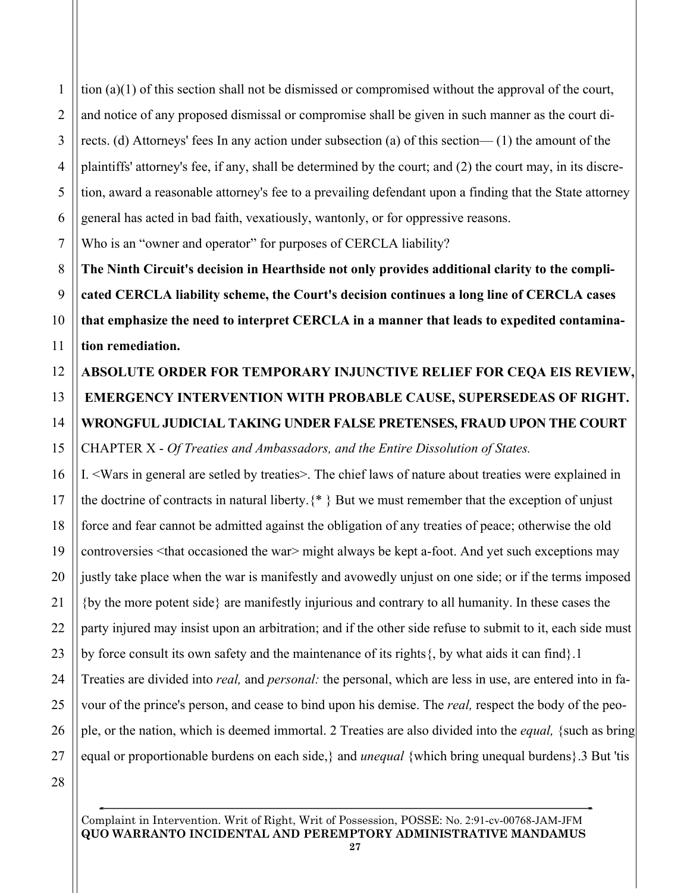tion (a)(1) of this section shall not be dismissed or compromised without the approval of the court, and notice of any proposed dismissal or compromise shall be given in such manner as the court directs. (d) Attorneys' fees In any action under subsection (a) of this section— (1) the amount of the plaintiffs' attorney's fee, if any, shall be determined by the court; and (2) the court may, in its discretion, award a reasonable attorney's fee to a prevailing defendant upon a finding that the State attorney general has acted in bad faith, vexatiously, wantonly, or for oppressive reasons.

Who is an "owner and operator" for purposes of CERCLA liability?

**The Ninth Circuit's decision in Hearthside not only provides additional clarity to the complicated CERCLA liability scheme, the Court's decision continues a long line of CERCLA cases that emphasize the need to interpret CERCLA in a manner that leads to expedited contamination remediation.**

**ABSOLUTE ORDER FOR TEMPORARY INJUNCTIVE RELIEF FOR CEQA EIS REVIEW, EMERGENCY INTERVENTION WITH PROBABLE CAUSE, SUPERSEDEAS OF RIGHT. WRONGFUL JUDICIAL TAKING UNDER FALSE PRETENSES, FRAUD UPON THE COURT**

CHAPTER X - *Of Treaties and Ambassadors, and the Entire Dissolution of States.*

I. <Wars in general are setled by treaties>. The chief laws of nature about treaties were explained in the doctrine of contracts in natural liberty.{* } But we must remember that the exception of unjust force and fear cannot be admitted against the obligation of any treaties of peace; otherwise the old controversies <that occasioned the war> might always be kept a-foot. And yet such exceptions may justly take place when the war is manifestly and avowedly unjust on one side; or if the terms imposed {by the more potent side} are manifestly injurious and contrary to all humanity. In these cases the party injured may insist upon an arbitration; and if the other side refuse to submit to it, each side must by force consult its own safety and the maintenance of its rights{, by what aids it can find}.1

Treaties are divided into *real,* and *personal:* the personal, which are less in use, are entered into in favour of the prince's person, and cease to bind upon his demise. The *real,* respect the body of the people, or the nation, which is deemed immortal. 2 Treaties are also divided into the *equal,* {such as bring equal or proportionable burdens on each side,} and *unequal* {which bring unequal burdens}.3 But 'tis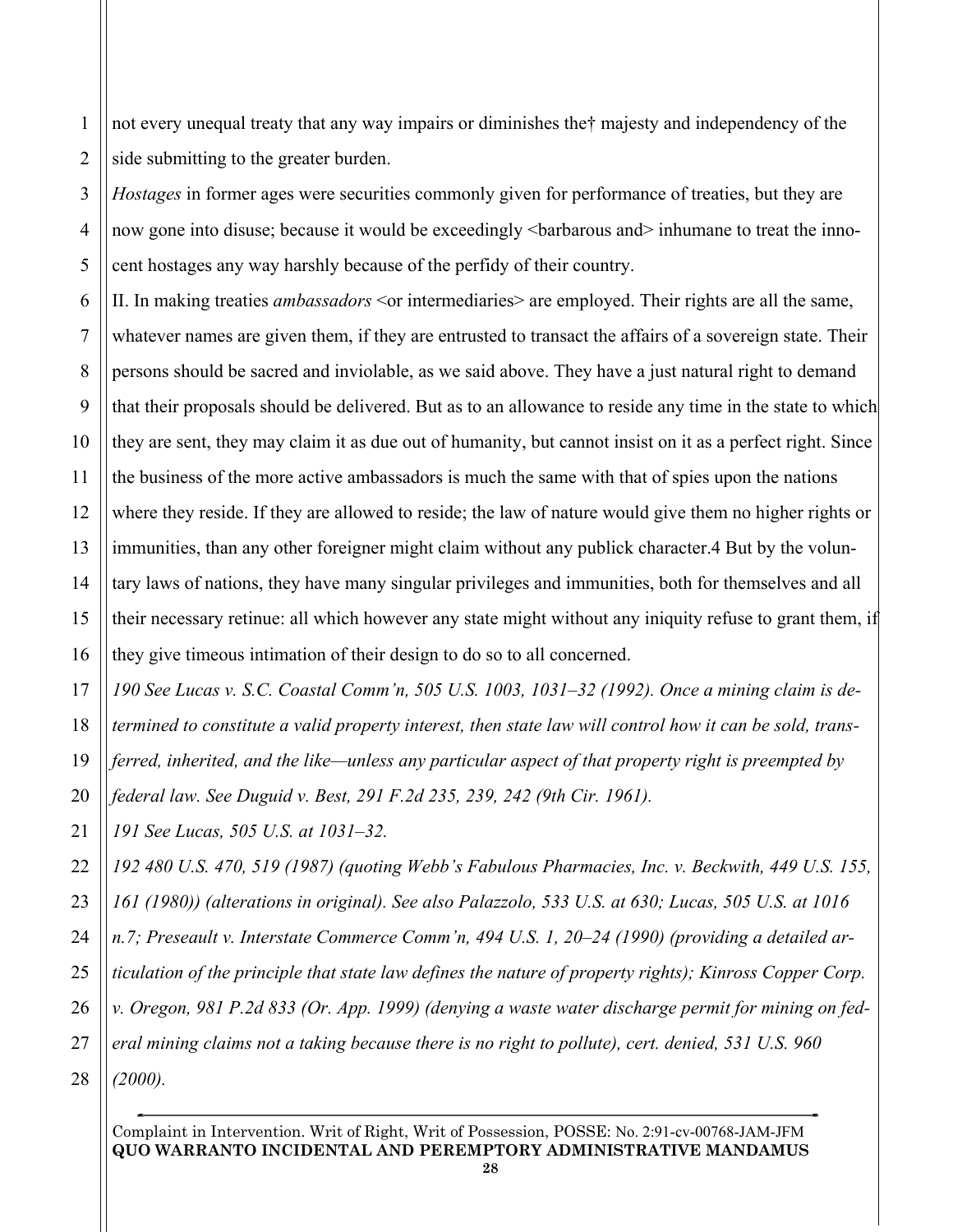not every unequal treaty that any way impairs or diminishes the† majesty and independency of the side submitting to the greater burden.

*Hostages* in former ages were securities commonly given for performance of treaties, but they are now gone into disuse; because it would be exceedingly <barbarous and> inhumane to treat the innocent hostages any way harshly because of the perfidy of their country.

II. In making treaties *ambassadors* <or intermediaries> are employed. Their rights are all the same, whatever names are given them, if they are entrusted to transact the affairs of a sovereign state. Their persons should be sacred and inviolable, as we said above. They have a just natural right to demand that their proposals should be delivered. But as to an allowance to reside any time in the state to which they are sent, they may claim it as due out of humanity, but cannot insist on it as a perfect right. Since the business of the more active ambassadors is much the same with that of spies upon the nations where they reside. If they are allowed to reside; the law of nature would give them no higher rights or immunities, than any other foreigner might claim without any publick character.4 But by the voluntary laws of nations, they have many singular privileges and immunities, both for themselves and all their necessary retinue: all which however any state might without any iniquity refuse to grant them, if they give timeous intimation of their design to do so to all concerned.

*190 See Lucas v. S.C. Coastal Comm'n, 505 U.S. 1003, 1031–32 (1992). Once a mining claim is determined to constitute a valid property interest, then state law will control how it can be sold, transferred, inherited, and the like—unless any particular aspect of that property right is preempted by federal law. See Duguid v. Best, 291 F.2d 235, 239, 242 (9th Cir. 1961).*

*191 See Lucas, 505 U.S. at 1031–32.*

*192 480 U.S. 470, 519 (1987) (quoting Webb's Fabulous Pharmacies, Inc. v. Beckwith, 449 U.S. 155, 161 (1980)) (alterations in original). See also Palazzolo, 533 U.S. at 630; Lucas, 505 U.S. at 1016 n.7; Preseault v. Interstate Commerce Comm'n, 494 U.S. 1, 20–24 (1990) (providing a detailed articulation of the principle that state law defines the nature of property rights); Kinross Copper Corp. v. Oregon, 981 P.2d 833 (Or. App. 1999) (denying a waste water discharge permit for mining on federal mining claims not a taking because there is no right to pollute), cert. denied, 531 U.S. 960 (2000).*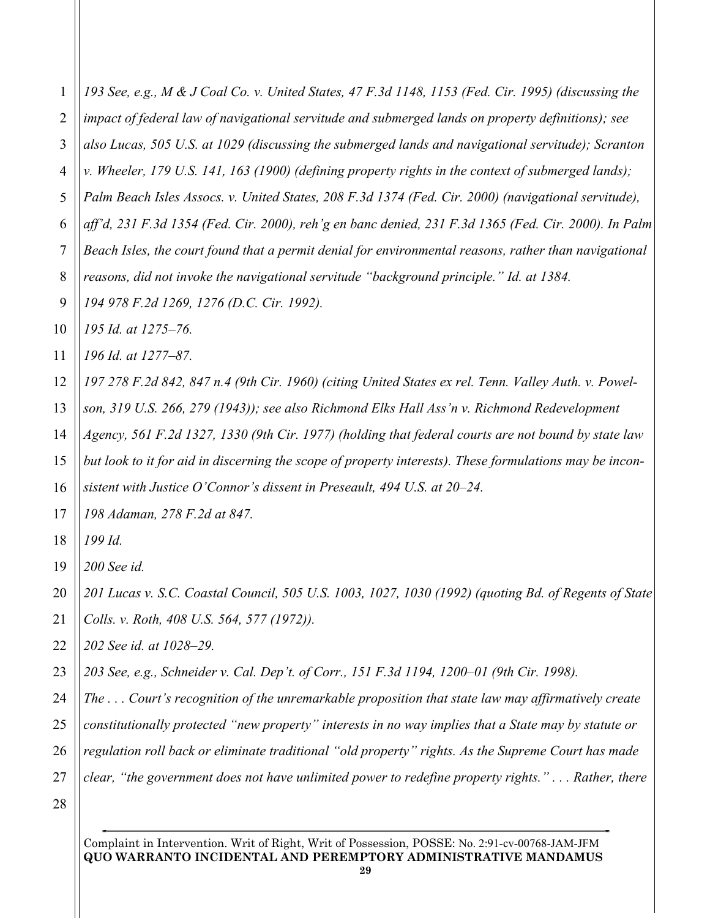*193 See, e.g., M & J Coal Co. v. United States, 47 F.3d 1148, 1153 (Fed. Cir. 1995) (discussing the impact of federal law of navigational servitude and submerged lands on property definitions); see also Lucas, 505 U.S. at 1029 (discussing the submerged lands and navigational servitude); Scranton v. Wheeler, 179 U.S. 141, 163 (1900) (defining property rights in the context of submerged lands); Palm Beach Isles Assocs. v. United States, 208 F.3d 1374 (Fed. Cir. 2000) (navigational servitude), aff'd, 231 F.3d 1354 (Fed. Cir. 2000), reh'g en banc denied, 231 F.3d 1365 (Fed. Cir. 2000). In Palm Beach Isles, the court found that a permit denial for environmental reasons, rather than navigational reasons, did not invoke the navigational servitude "background principle." Id. at 1384.*

*194 978 F.2d 1269, 1276 (D.C. Cir. 1992).*

*195 Id. at 1275–76.*

*196 Id. at 1277–87.*

*197 278 F.2d 842, 847 n.4 (9th Cir. 1960) (citing United States ex rel. Tenn. Valley Auth. v. Powelson, 319 U.S. 266, 279 (1943)); see also Richmond Elks Hall Ass'n v. Richmond Redevelopment Agency, 561 F.2d 1327, 1330 (9th Cir. 1977) (holding that federal courts are not bound by state law but look to it for aid in discerning the scope of property interests). These formulations may be inconsistent with Justice O'Connor's dissent in Preseault, 494 U.S. at 20–24.*

*198 Adaman, 278 F.2d at 847.*

*199 Id.*

*200 See id.*

*201 Lucas v. S.C. Coastal Council, 505 U.S. 1003, 1027, 1030 (1992) (quoting Bd. of Regents of State Colls. v. Roth, 408 U.S. 564, 577 (1972)).*

*202 See id. at 1028–29.*

*203 See, e.g., Schneider v. Cal. Dep't. of Corr., 151 F.3d 1194, 1200–01 (9th Cir. 1998).*

*The . . . Court's recognition of the unremarkable proposition that state law may affirmatively create constitutionally protected "new property" interests in no way implies that a State may by statute or regulation roll back or eliminate traditional "old property" rights. As the Supreme Court has made clear, "the government does not have unlimited power to redefine property rights." . . . Rather, there*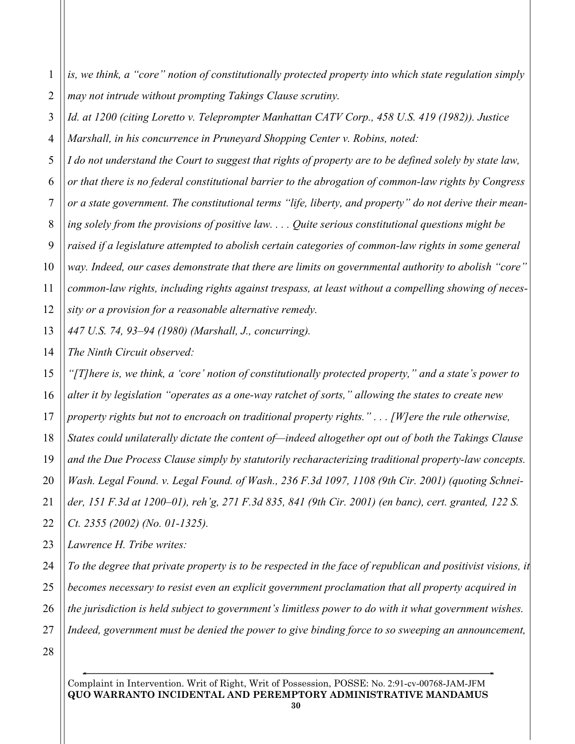*is, we think, a "core" notion of constitutionally protected property into which state regulation simply may not intrude without prompting Takings Clause scrutiny.*

*Id. at 1200 (citing Loretto v. Teleprompter Manhattan CATV Corp., 458 U.S. 419 (1982)). Justice Marshall, in his concurrence in Pruneyard Shopping Center v. Robins, noted:*

*I do not understand the Court to suggest that rights of property are to be defined solely by state law, or that there is no federal constitutional barrier to the abrogation of common-law rights by Congress or a state government. The constitutional terms "life, liberty, and property" do not derive their meaning solely from the provisions of positive law. . . . Quite serious constitutional questions might be raised if a legislature attempted to abolish certain categories of common-law rights in some general way. Indeed, our cases demonstrate that there are limits on governmental authority to abolish "core" common-law rights, including rights against trespass, at least without a compelling showing of necessity or a provision for a reasonable alternative remedy.*

*447 U.S. 74, 93–94 (1980) (Marshall, J., concurring).*

*The Ninth Circuit observed:*

*"[T]here is, we think, a 'core' notion of constitutionally protected property," and a state's power to alter it by legislation "operates as a one-way ratchet of sorts," allowing the states to create new property rights but not to encroach on traditional property rights." . . . [W]ere the rule otherwise, States could unilaterally dictate the content of—indeed altogether opt out of both the Takings Clause and the Due Process Clause simply by statutorily recharacterizing traditional property-law concepts.*

*Wash. Legal Found. v. Legal Found. of Wash., 236 F.3d 1097, 1108 (9th Cir. 2001) (quoting Schneider, 151 F.3d at 1200–01), reh'g, 271 F.3d 835, 841 (9th Cir. 2001) (en banc), cert. granted, 122 S. Ct. 2355 (2002) (No. 01-1325).*

*Lawrence H. Tribe writes:*

*To the degree that private property is to be respected in the face of republican and positivist visions, it becomes necessary to resist even an explicit government proclamation that all property acquired in the jurisdiction is held subject to government's limitless power to do with it what government wishes. Indeed, government must be denied the power to give binding force to so sweeping an announcement,*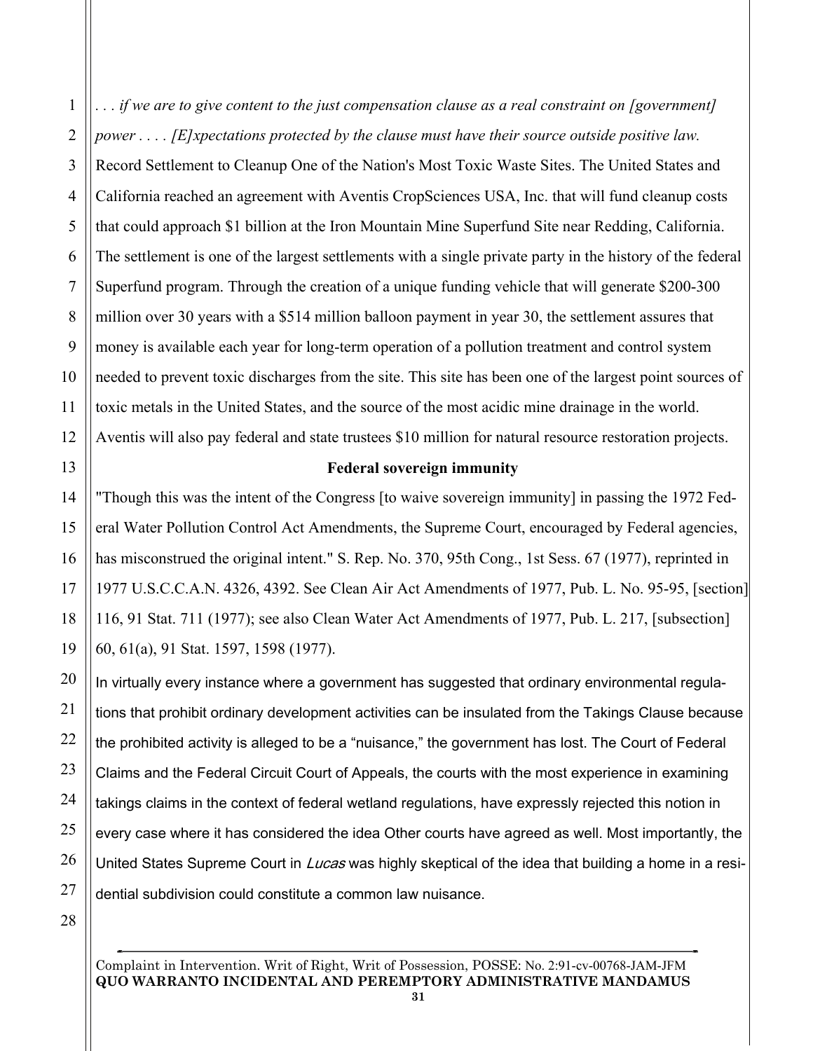*. . . if we are to give content to the just compensation clause as a real constraint on [government] power . . . . [E]xpectations protected by the clause must have their source outside positive law.*

Record Settlement to Cleanup One of the Nation's Most Toxic Waste Sites. The United States and California reached an agreement with Aventis CropSciences USA, Inc. that will fund cleanup costs that could approach $1 billion at the Iron Mountain Mine Superfund Site near Redding, California. The settlement is one of the largest settlements with a single private party in the history of the federal Superfund program. Through the creation of a unique funding vehicle that will generate $200-300 million over 30 years with a $514 million balloon payment in year 30, the settlement assures that money is available each year for long-term operation of a pollution treatment and control system needed to prevent toxic discharges from the site. This site has been one of the largest point sources of toxic metals in the United States, and the source of the most acidic mine drainage in the world. Aventis will also pay federal and state trustees $10 million for natural resource restoration projects.

**Federal sovereign immunity**

"Though this was the intent of the Congress [to waive sovereign immunity] in passing the 1972 Federal Water Pollution Control Act Amendments, the Supreme Court, encouraged by Federal agencies, has misconstrued the original intent." S. Rep. No. 370, 95th Cong., 1st Sess. 67 (1977), reprinted in 1977 U.S.C.C.A.N. 4326, 4392. See Clean Air Act Amendments of 1977, Pub. L. No. 95-95, [section] 116, 91 Stat. 711 (1977); see also Clean Water Act Amendments of 1977, Pub. L. 217, [subsection] 60, 61(a), 91 Stat. 1597, 1598 (1977).

In virtually every instance where a government has suggested that ordinary environmental regulations that prohibit ordinary development activities can be insulated from the Takings Clause because the prohibited activity is alleged to be a "nuisance," the government has lost. The Court of Federal Claims and the Federal Circuit Court of Appeals, the courts with the most experience in examining takings claims in the context of federal wetland regulations, have expressly rejected this notion in every case where it has considered the idea Other courts have agreed as well. Most importantly, the United States Supreme Court in *Lucas* was highly skeptical of the idea that building a home in a residential subdivision could constitute a common law nuisance.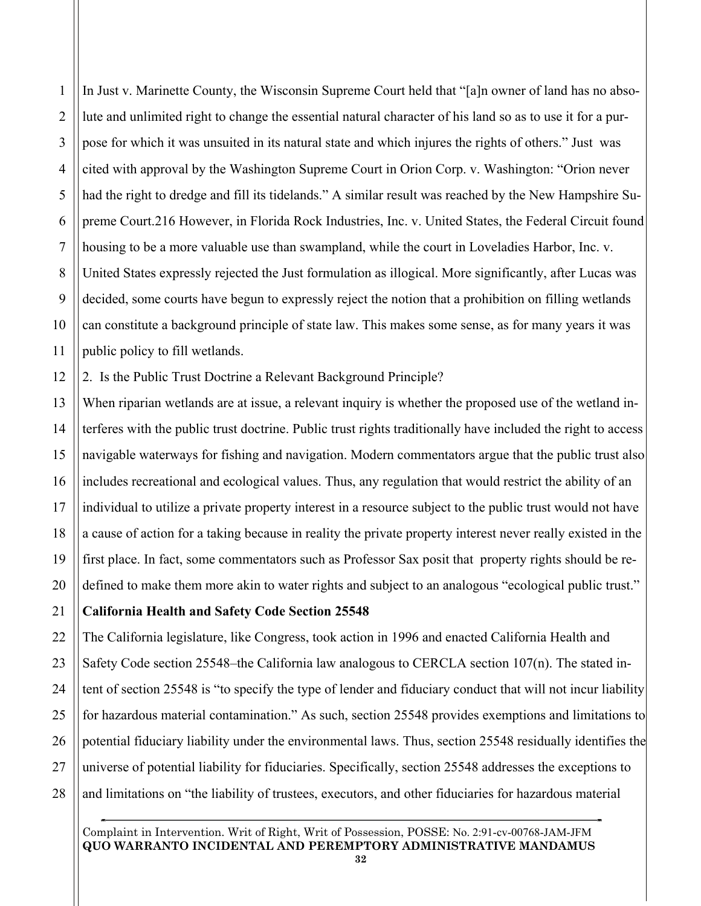In Just v. Marinette County, the Wisconsin Supreme Court held that "[a]n owner of land has no absolute and unlimited right to change the essential natural character of his land so as to use it for a purpose for which it was unsuited in its natural state and which injures the rights of others." Just was cited with approval by the Washington Supreme Court in Orion Corp. v. Washington: "Orion never had the right to dredge and fill its tidelands." A similar result was reached by the New Hampshire Supreme Court.216 However, in Florida Rock Industries, Inc. v. United States, the Federal Circuit found housing to be a more valuable use than swampland, while the court in Loveladies Harbor, Inc. v. United States expressly rejected the Just formulation as illogical. More significantly, after Lucas was decided, some courts have begun to expressly reject the notion that a prohibition on filling wetlands can constitute a background principle of state law. This makes some sense, as for many years it was public policy to fill wetlands.

2. Is the Public Trust Doctrine a Relevant Background Principle?

When riparian wetlands are at issue, a relevant inquiry is whether the proposed use of the wetland interferes with the public trust doctrine. Public trust rights traditionally have included the right to access navigable waterways for fishing and navigation. Modern commentators argue that the public trust also includes recreational and ecological values. Thus, any regulation that would restrict the ability of an individual to utilize a private property interest in a resource subject to the public trust would not have a cause of action for a taking because in reality the private property interest never really existed in the first place. In fact, some commentators such as Professor Sax posit that property rights should be redefined to make them more akin to water rights and subject to an analogous "ecological public trust."

**California Health and Safety Code Section 25548**

The California legislature, like Congress, took action in 1996 and enacted California Health and Safety Code section 25548–the California law analogous to CERCLA section 107(n). The stated intent of section 25548 is "to specify the type of lender and fiduciary conduct that will not incur liability for hazardous material contamination." As such, section 25548 provides exemptions and limitations to potential fiduciary liability under the environmental laws. Thus, section 25548 residually identifies the universe of potential liability for fiduciaries. Specifically, section 25548 addresses the exceptions to and limitations on "the liability of trustees, executors, and other fiduciaries for hazardous material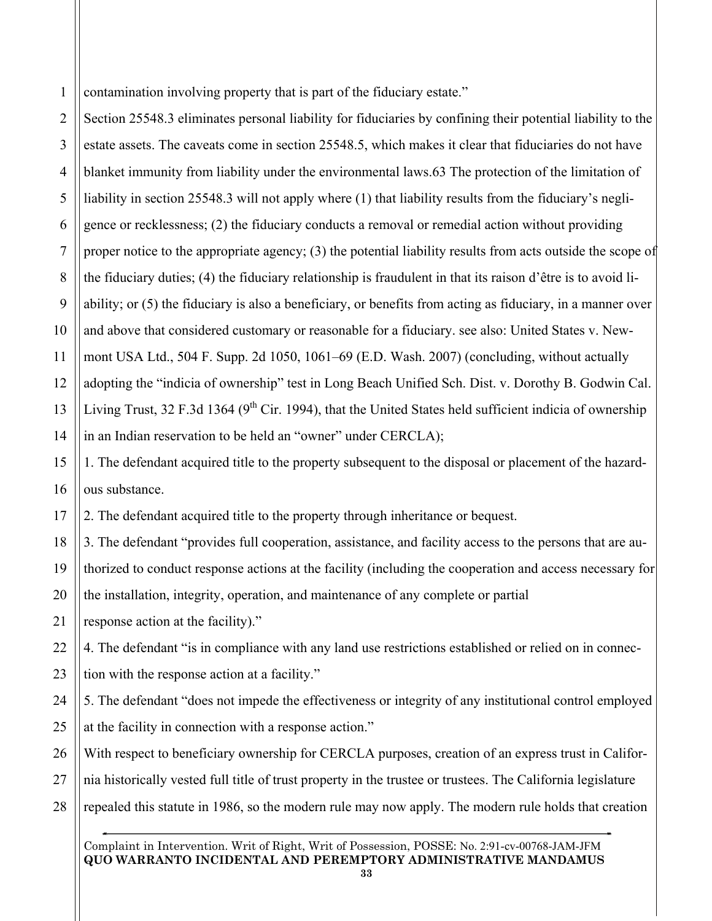contamination involving property that is part of the fiduciary estate."

Section 25548.3 eliminates personal liability for fiduciaries by confining their potential liability to the estate assets. The caveats come in section 25548.5, which makes it clear that fiduciaries do not have blanket immunity from liability under the environmental laws.63 The protection of the limitation of liability in section 25548.3 will not apply where (1) that liability results from the fiduciary's negligence or recklessness; (2) the fiduciary conducts a removal or remedial action without providing proper notice to the appropriate agency; (3) the potential liability results from acts outside the scope of the fiduciary duties; (4) the fiduciary relationship is fraudulent in that its raison d'être is to avoid liability; or (5) the fiduciary is also a beneficiary, or benefits from acting as fiduciary, in a manner over and above that considered customary or reasonable for a fiduciary. see also: United States v. Newmont USA Ltd., 504 F. Supp. 2d 1050, 1061–69 (E.D. Wash. 2007) (concluding, without actually adopting the "indicia of ownership" test in Long Beach Unified Sch. Dist. v. Dorothy B. Godwin Cal. Living Trust, 32 F.3d 1364 (9th Cir. 1994), that the United States held sufficient indicia of ownership in an Indian reservation to be held an "owner" under CERCLA);

1. The defendant acquired title to the property subsequent to the disposal or placement of the hazardous substance.
2. The defendant acquired title to the property through inheritance or bequest.
3. The defendant "provides full cooperation, assistance, and facility access to the persons that are authorized to conduct response actions at the facility (including the cooperation and access necessary for the installation, integrity, operation, and maintenance of any complete or partial response action at the facility)."
4. The defendant "is in compliance with any land use restrictions established or relied on in connection with the response action at a facility."
5. The defendant "does not impede the effectiveness or integrity of any institutional control employed at the facility in connection with a response action."

With respect to beneficiary ownership for CERCLA purposes, creation of an express trust in California historically vested full title of trust property in the trustee or trustees. The California legislature repealed this statute in 1986, so the modern rule may now apply. The modern rule holds that creation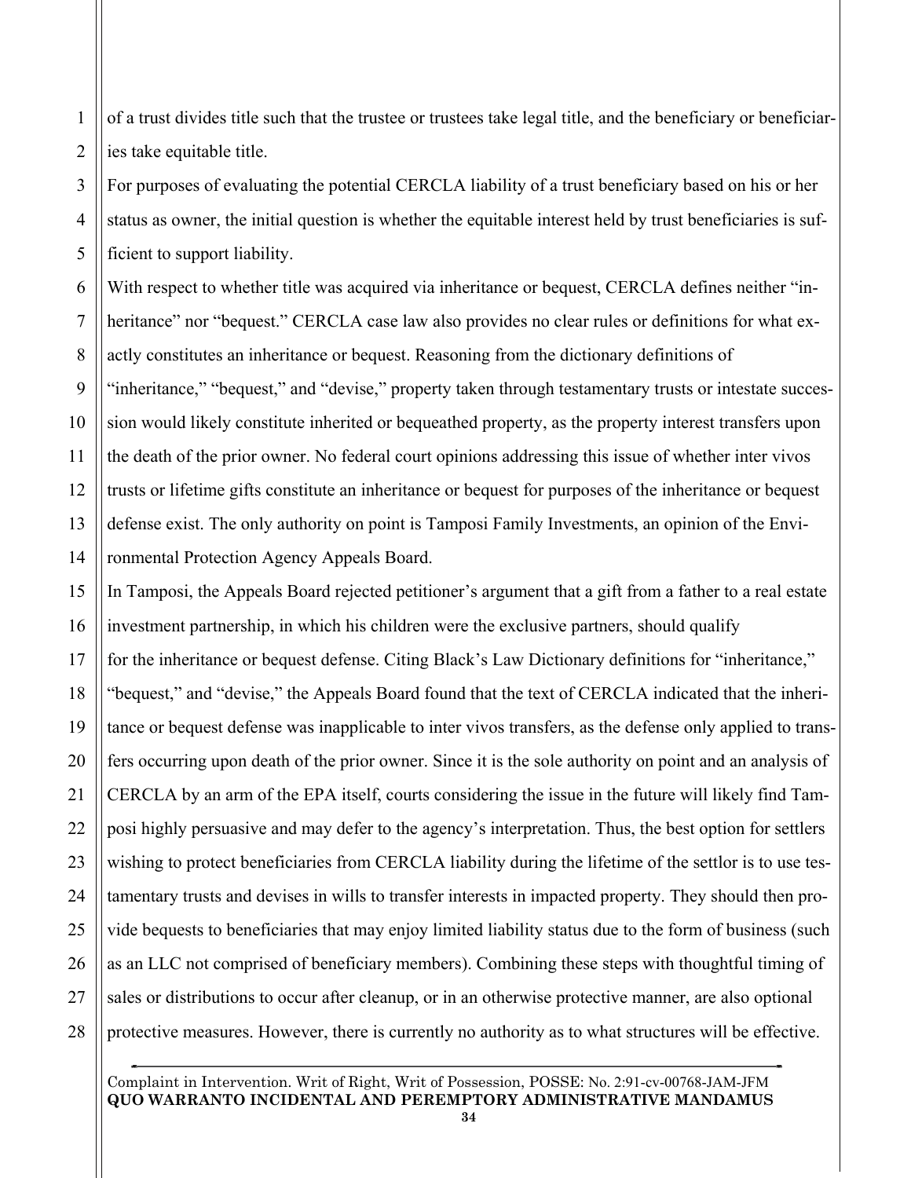of a trust divides title such that the trustee or trustees take legal title, and the beneficiary or beneficiaries take equitable title.

For purposes of evaluating the potential CERCLA liability of a trust beneficiary based on his or her status as owner, the initial question is whether the equitable interest held by trust beneficiaries is sufficient to support liability.

With respect to whether title was acquired via inheritance or bequest, CERCLA defines neither "inheritance" nor "bequest." CERCLA case law also provides no clear rules or definitions for what exactly constitutes an inheritance or bequest. Reasoning from the dictionary definitions of "inheritance," "bequest," and "devise," property taken through testamentary trusts or intestate succession would likely constitute inherited or bequeathed property, as the property interest transfers upon the death of the prior owner. No federal court opinions addressing this issue of whether inter vivos trusts or lifetime gifts constitute an inheritance or bequest for purposes of the inheritance or bequest defense exist. The only authority on point is Tamposi Family Investments, an opinion of the Environmental Protection Agency Appeals Board.

In Tamposi, the Appeals Board rejected petitioner's argument that a gift from a father to a real estate investment partnership, in which his children were the exclusive partners, should qualify for the inheritance or bequest defense. Citing Black's Law Dictionary definitions for "inheritance," "bequest," and "devise," the Appeals Board found that the text of CERCLA indicated that the inheritance or bequest defense was inapplicable to inter vivos transfers, as the defense only applied to transfers occurring upon death of the prior owner. Since it is the sole authority on point and an analysis of CERCLA by an arm of the EPA itself, courts considering the issue in the future will likely find Tamposi highly persuasive and may defer to the agency's interpretation. Thus, the best option for settlers wishing to protect beneficiaries from CERCLA liability during the lifetime of the settlor is to use testamentary trusts and devises in wills to transfer interests in impacted property. They should then provide bequests to beneficiaries that may enjoy limited liability status due to the form of business (such as an LLC not comprised of beneficiary members). Combining these steps with thoughtful timing of sales or distributions to occur after cleanup, or in an otherwise protective manner, are also optional protective measures. However, there is currently no authority as to what structures will be effective.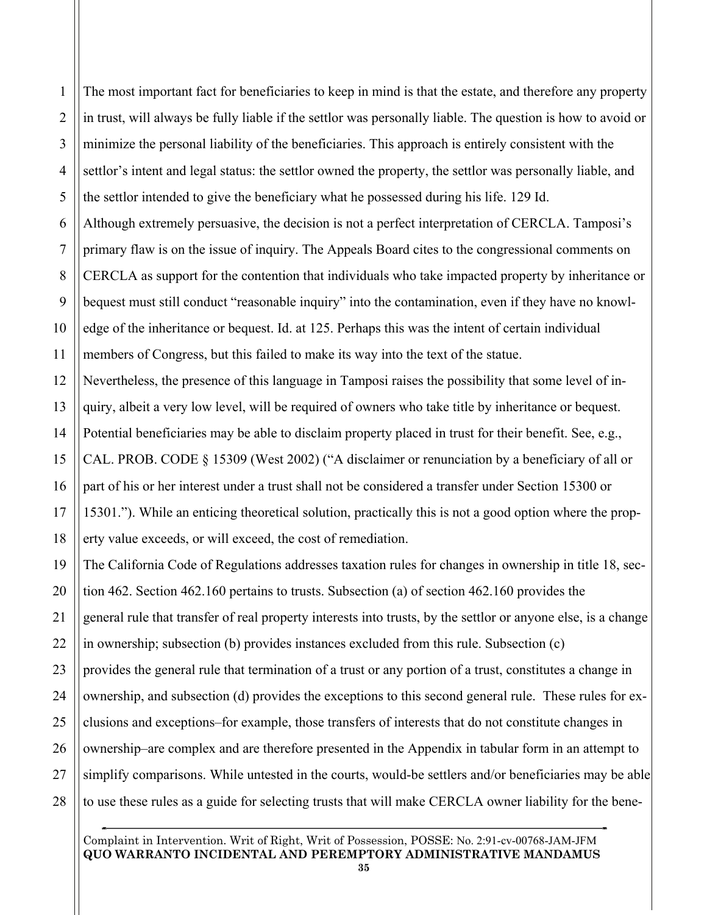The most important fact for beneficiaries to keep in mind is that the estate, and therefore any property in trust, will always be fully liable if the settlor was personally liable. The question is how to avoid or minimize the personal liability of the beneficiaries. This approach is entirely consistent with the settlor's intent and legal status: the settlor owned the property, the settlor was personally liable, and the settlor intended to give the beneficiary what he possessed during his life. 129 Id.

Although extremely persuasive, the decision is not a perfect interpretation of CERCLA. Tamposi's primary flaw is on the issue of inquiry. The Appeals Board cites to the congressional comments on CERCLA as support for the contention that individuals who take impacted property by inheritance or bequest must still conduct "reasonable inquiry" into the contamination, even if they have no knowledge of the inheritance or bequest. Id. at 125. Perhaps this was the intent of certain individual members of Congress, but this failed to make its way into the text of the statue.

Nevertheless, the presence of this language in Tamposi raises the possibility that some level of inquiry, albeit a very low level, will be required of owners who take title by inheritance or bequest. Potential beneficiaries may be able to disclaim property placed in trust for their benefit. See, e.g., CAL. PROB. CODE § 15309 (West 2002) ("A disclaimer or renunciation by a beneficiary of all or part of his or her interest under a trust shall not be considered a transfer under Section 15300 or 15301."). While an enticing theoretical solution, practically this is not a good option where the property value exceeds, or will exceed, the cost of remediation.

The California Code of Regulations addresses taxation rules for changes in ownership in title 18, section 462. Section 462.160 pertains to trusts. Subsection (a) of section 462.160 provides the general rule that transfer of real property interests into trusts, by the settlor or anyone else, is a change in ownership; subsection (b) provides instances excluded from this rule. Subsection (c) provides the general rule that termination of a trust or any portion of a trust, constitutes a change in ownership, and subsection (d) provides the exceptions to this second general rule. These rules for exclusions and exceptions–for example, those transfers of interests that do not constitute changes in ownership–are complex and are therefore presented in the Appendix in tabular form in an attempt to simplify comparisons. While untested in the courts, would-be settlers and/or beneficiaries may be able to use these rules as a guide for selecting trusts that will make CERCLA owner liability for the bene-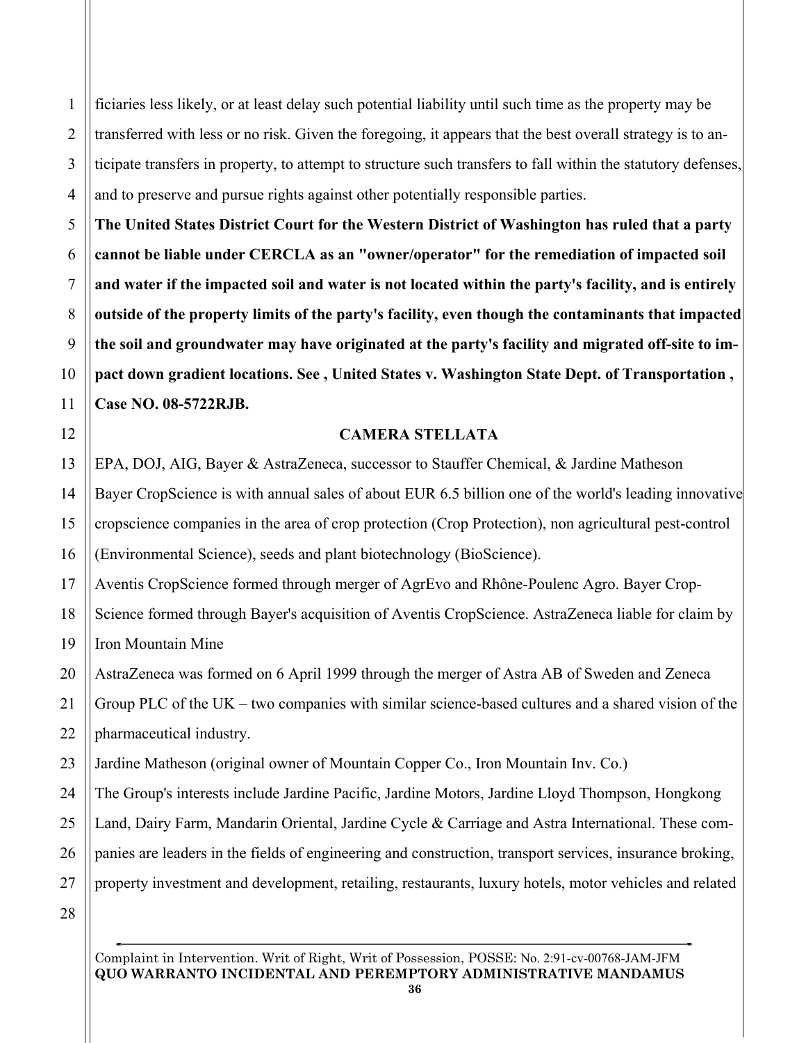ficiaries less likely, or at least delay such potential liability until such time as the property may be transferred with less or no risk. Given the foregoing, it appears that the best overall strategy is to anticipate transfers in property, to attempt to structure such transfers to fall within the statutory defenses, and to preserve and pursue rights against other potentially responsible parties.

**The United States District Court for the Western District of Washington has ruled that a party cannot be liable under CERCLA as an "owner/operator" for the remediation of impacted soil and water if the impacted soil and water is not located within the party's facility, and is entirely outside of the property limits of the party's facility, even though the contaminants that impacted the soil and groundwater may have originated at the party's facility and migrated off-site to impact down gradient locations. See , United States v. Washington State Dept. of Transportation , Case NO. 08-5722RJB.**

## CAMERA STELLATA

EPA, DOJ, AIG, Bayer & AstraZeneca, successor to Stauffer Chemical, & Jardine Matheson

Bayer CropScience is with annual sales of about EUR 6.5 billion one of the world's leading innovative cropscience companies in the area of crop protection (Crop Protection), non agricultural pest-control (Environmental Science), seeds and plant biotechnology (BioScience).

Aventis CropScience formed through merger of AgrEvo and Rhône-Poulenc Agro. Bayer CropScience formed through Bayer's acquisition of Aventis CropScience. AstraZeneca liable for claim by Iron Mountain Mine

AstraZeneca was formed on 6 April 1999 through the merger of Astra AB of Sweden and Zeneca Group PLC of the UK – two companies with similar science-based cultures and a shared vision of the pharmaceutical industry.

Jardine Matheson (original owner of Mountain Copper Co., Iron Mountain Inv. Co.)

The Group's interests include Jardine Pacific, Jardine Motors, Jardine Lloyd Thompson, Hongkong Land, Dairy Farm, Mandarin Oriental, Jardine Cycle & Carriage and Astra International. These companies are leaders in the fields of engineering and construction, transport services, insurance broking, property investment and development, retailing, restaurants, luxury hotels, motor vehicles and related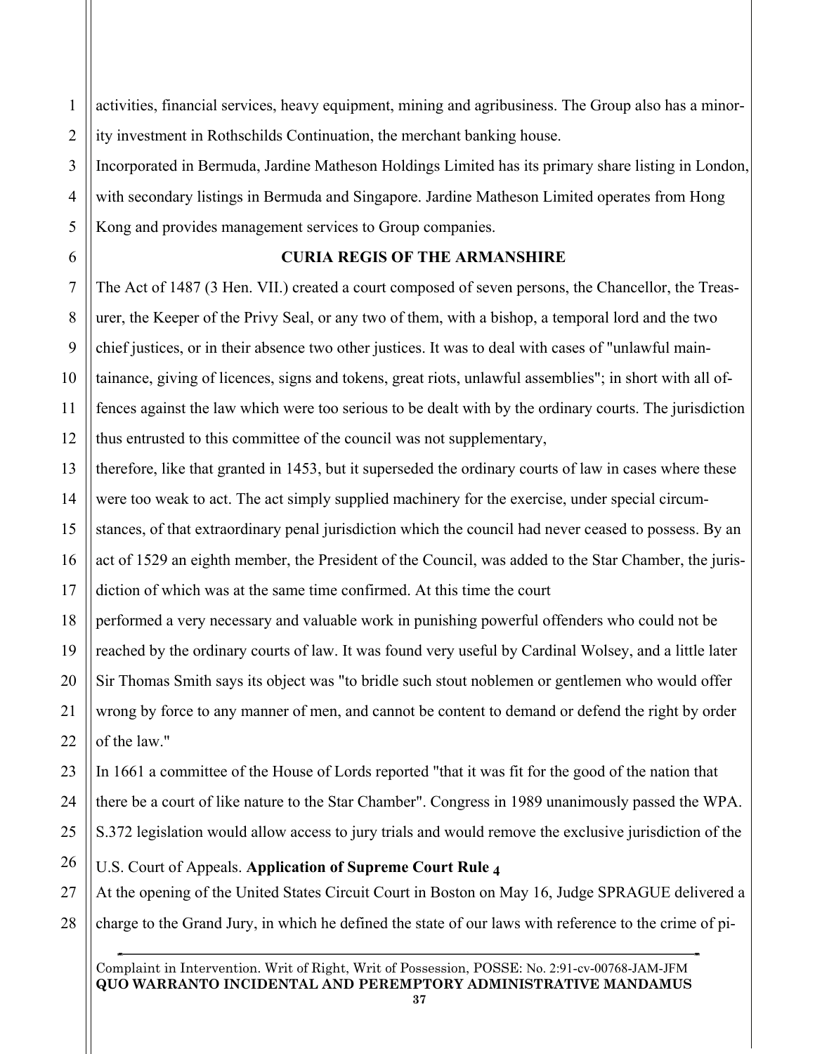activities, financial services, heavy equipment, mining and agribusiness. The Group also has a minority investment in Rothschilds Continuation, the merchant banking house.

Incorporated in Bermuda, Jardine Matheson Holdings Limited has its primary share listing in London, with secondary listings in Bermuda and Singapore. Jardine Matheson Limited operates from Hong Kong and provides management services to Group companies.

## CURIA REGIS OF THE ARMANSHIRE

The Act of 1487 (3 Hen. VII.) created a court composed of seven persons, the Chancellor, the Treasurer, the Keeper of the Privy Seal, or any two of them, with a bishop, a temporal lord and the two chief justices, or in their absence two other justices. It was to deal with cases of "unlawful maintainance, giving of licences, signs and tokens, great riots, unlawful assemblies"; in short with all offences against the law which were too serious to be dealt with by the ordinary courts. The jurisdiction thus entrusted to this committee of the council was not supplementary,

therefore, like that granted in 1453, but it superseded the ordinary courts of law in cases where these were too weak to act. The act simply supplied machinery for the exercise, under special circumstances, of that extraordinary penal jurisdiction which the council had never ceased to possess. By an act of 1529 an eighth member, the President of the Council, was added to the Star Chamber, the jurisdiction of which was at the same time confirmed. At this time the court

performed a very necessary and valuable work in punishing powerful offenders who could not be reached by the ordinary courts of law. It was found very useful by Cardinal Wolsey, and a little later Sir Thomas Smith says its object was "to bridle such stout noblemen or gentlemen who would offer wrong by force to any manner of men, and cannot be content to demand or defend the right by order of the law."

In 1661 a committee of the House of Lords reported "that it was fit for the good of the nation that there be a court of like nature to the Star Chamber". Congress in 1989 unanimously passed the WPA. S.372 legislation would allow access to jury trials and would remove the exclusive jurisdiction of the U.S. Court of Appeals. **Application of Supreme Court Rule 4**

At the opening of the United States Circuit Court in Boston on May 16, Judge SPRAGUE delivered a charge to the Grand Jury, in which he defined the state of our laws with reference to the crime of pi-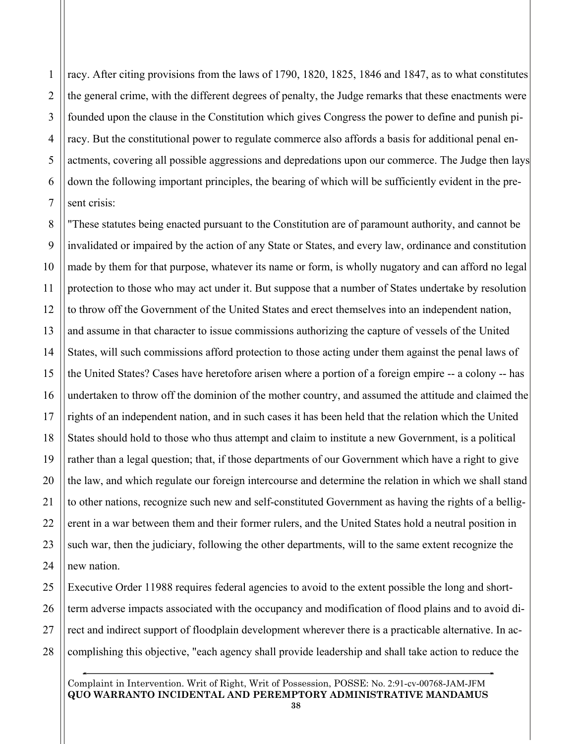racy. After citing provisions from the laws of 1790, 1820, 1825, 1846 and 1847, as to what constitutes the general crime, with the different degrees of penalty, the Judge remarks that these enactments were founded upon the clause in the Constitution which gives Congress the power to define and punish piracy. But the constitutional power to regulate commerce also affords a basis for additional penal enactments, covering all possible aggressions and depredations upon our commerce. The Judge then lays down the following important principles, the bearing of which will be sufficiently evident in the present crisis:

"These statutes being enacted pursuant to the Constitution are of paramount authority, and cannot be invalidated or impaired by the action of any State or States, and every law, ordinance and constitution made by them for that purpose, whatever its name or form, is wholly nugatory and can afford no legal protection to those who may act under it. But suppose that a number of States undertake by resolution to throw off the Government of the United States and erect themselves into an independent nation, and assume in that character to issue commissions authorizing the capture of vessels of the United States, will such commissions afford protection to those acting under them against the penal laws of the United States? Cases have heretofore arisen where a portion of a foreign empire -- a colony -- has undertaken to throw off the dominion of the mother country, and assumed the attitude and claimed the rights of an independent nation, and in such cases it has been held that the relation which the United States should hold to those who thus attempt and claim to institute a new Government, is a political rather than a legal question; that, if those departments of our Government which have a right to give the law, and which regulate our foreign intercourse and determine the relation in which we shall stand to other nations, recognize such new and self-constituted Government as having the rights of a belligerent in a war between them and their former rulers, and the United States hold a neutral position in such war, then the judiciary, following the other departments, will to the same extent recognize the new nation.

Executive Order 11988 requires federal agencies to avoid to the extent possible the long and short-term adverse impacts associated with the occupancy and modification of flood plains and to avoid direct and indirect support of floodplain development wherever there is a practicable alternative. In accomplishing this objective, "each agency shall provide leadership and shall take action to reduce the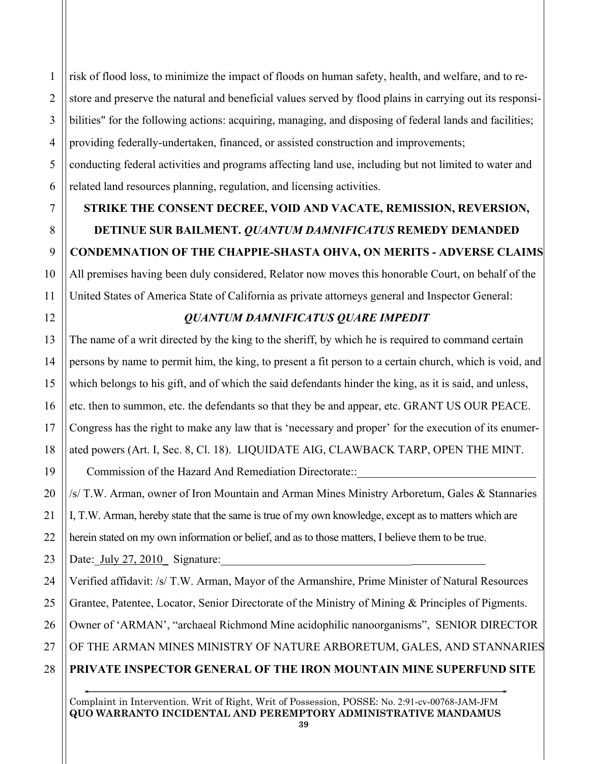risk of flood loss, to minimize the impact of floods on human safety, health, and welfare, and to restore and preserve the natural and beneficial values served by flood plains in carrying out its responsibilities" for the following actions: acquiring, managing, and disposing of federal lands and facilities; providing federally-undertaken, financed, or assisted construction and improvements;
conducting federal activities and programs affecting land use, including but not limited to water and related land resources planning, regulation, and licensing activities.

**STRIKE THE CONSENT DECREE, VOID AND VACATE, REMISSION, REVERSION, DETINUE SUR BAILMENT. *QUANTUM DAMNIFICATUS* REMEDY DEMANDED CONDEMNATION OF THE CHAPPIE-SHASTA OHVA, ON MERITS - ADVERSE CLAIMS**

All premises having been duly considered, Relator now moves this honorable Court, on behalf of the United States of America State of California as private attorneys general and Inspector General:

***QUANTUM DAMNIFICATUS QUARE IMPEDIT***

The name of a writ directed by the king to the sheriff, by which he is required to command certain persons by name to permit him, the king, to present a fit person to a certain church, which is void, and which belongs to his gift, and of which the said defendants hinder the king, as it is said, and unless, etc. then to summon, etc. the defendants so that they be and appear, etc. GRANT US OUR PEACE. Congress has the right to make any law that is 'necessary and proper' for the execution of its enumerated powers (Art. I, Sec. 8, Cl. 18). LIQUIDATE AIG, CLAWBACK TARP, OPEN THE MINT.

Commission of the Hazard And Remediation Directorate::________________________________

/s/ T.W. Arman, owner of Iron Mountain and Arman Mines Ministry Arboretum, Gales & Stannaries

I, T.W. Arman, hereby state that the same is true of my own knowledge, except as to matters which are herein stated on my own information or belief, and as to those matters, I believe them to be true.

Date: July 27, 2010 Signature:_______________________________________________

Verified affidavit: /s/ T.W. Arman, Mayor of the Armanshire, Prime Minister of Natural Resources Grantee, Patentee, Locator, Senior Directorate of the Ministry of Mining & Principles of Pigments. Owner of 'ARMAN', "archaeal Richmond Mine acidophilic nanoorganisms", SENIOR DIRECTOR OF THE ARMAN MINES MINISTRY OF NATURE ARBORETUM, GALES, AND STANNARIES

**PRIVATE INSPECTOR GENERAL OF THE IRON MOUNTAIN MINE SUPERFUND SITE**